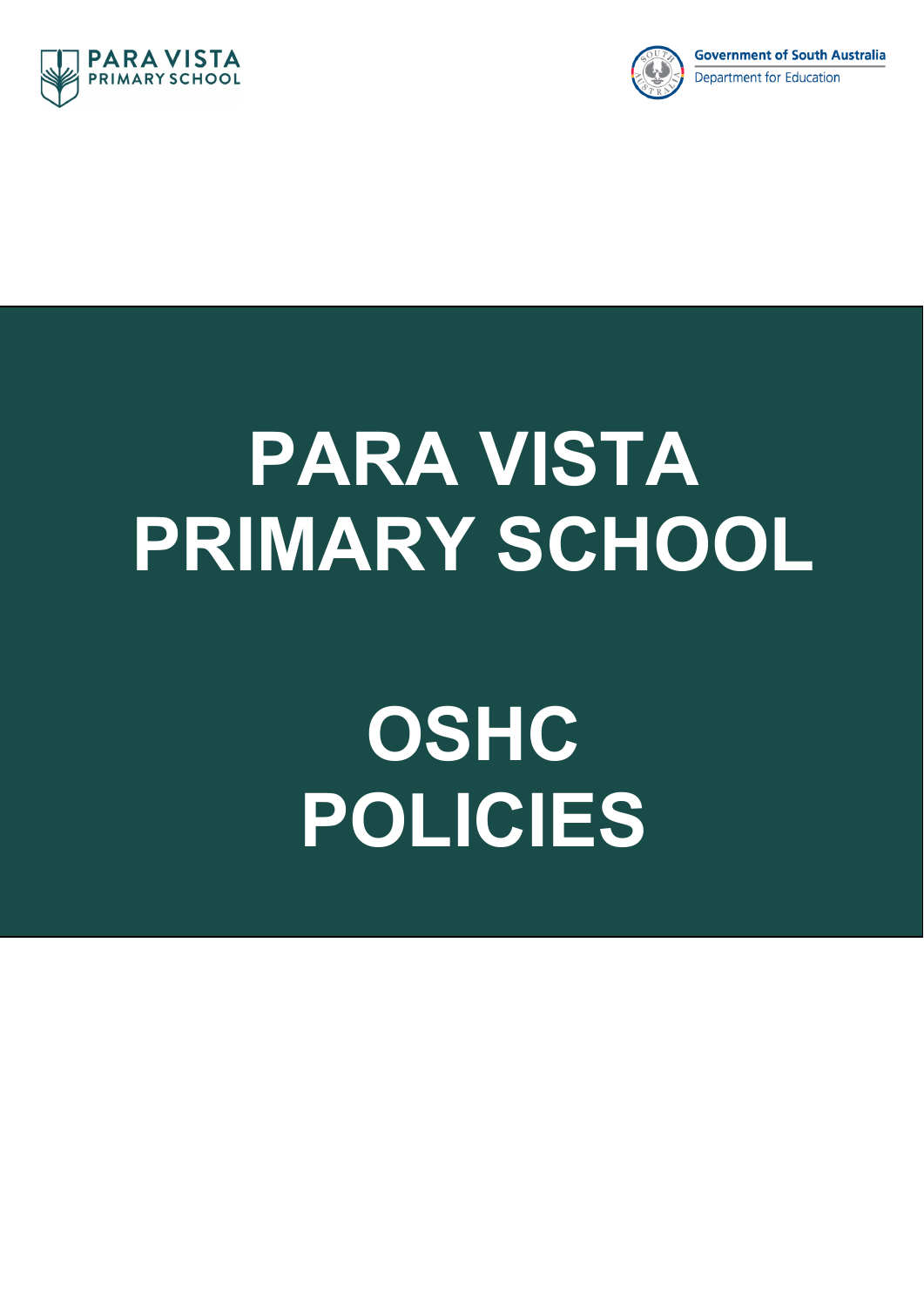PARA VISTA
PRIMARY SCHOOL

Government of South Australia
Department for Education

# PARA VISTA PRIMARY SCHOOL

# OSHC POLICIES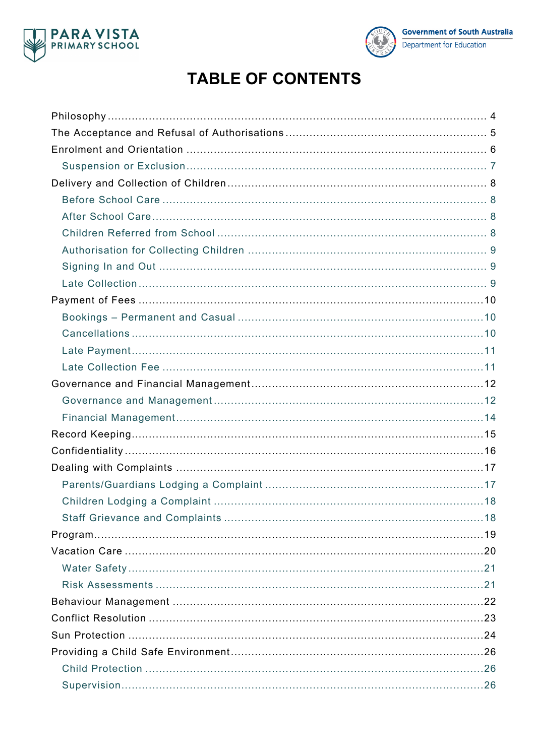# TABLE OF CONTENTS

- Philosophy .................................................. 4
- The Acceptance and Refusal of Authorisations .................................................. 5
- Enrolment and Orientation .................................................. 6
  - Suspension or Exclusion .................................................. 7
- Delivery and Collection of Children .................................................. 8
  - Before School Care .................................................. 8
  - After School Care .................................................. 8
  - Children Referred from School .................................................. 8
  - Authorisation for Collecting Children .................................................. 9
  - Signing In and Out .................................................. 9
  - Late Collection .................................................. 9
- Payment of Fees .................................................. 10
  - Bookings – Permanent and Casual .................................................. 10
  - Cancellations .................................................. 10
  - Late Payment .................................................. 11
  - Late Collection Fee .................................................. 11
- Governance and Financial Management .................................................. 12
  - Governance and Management .................................................. 12
  - Financial Management .................................................. 14
- Record Keeping .................................................. 15
- Confidentiality .................................................. 16
- Dealing with Complaints .................................................. 17
  - Parents/Guardians Lodging a Complaint .................................................. 17
  - Children Lodging a Complaint .................................................. 18
  - Staff Grievance and Complaints .................................................. 18
- Program .................................................. 19
- Vacation Care .................................................. 20
  - Water Safety .................................................. 21
  - Risk Assessments .................................................. 21
- Behaviour Management .................................................. 22
- Conflict Resolution .................................................. 23
- Sun Protection .................................................. 24
- Providing a Child Safe Environment .................................................. 26
  - Child Protection .................................................. 26
  - Supervision .................................................. 26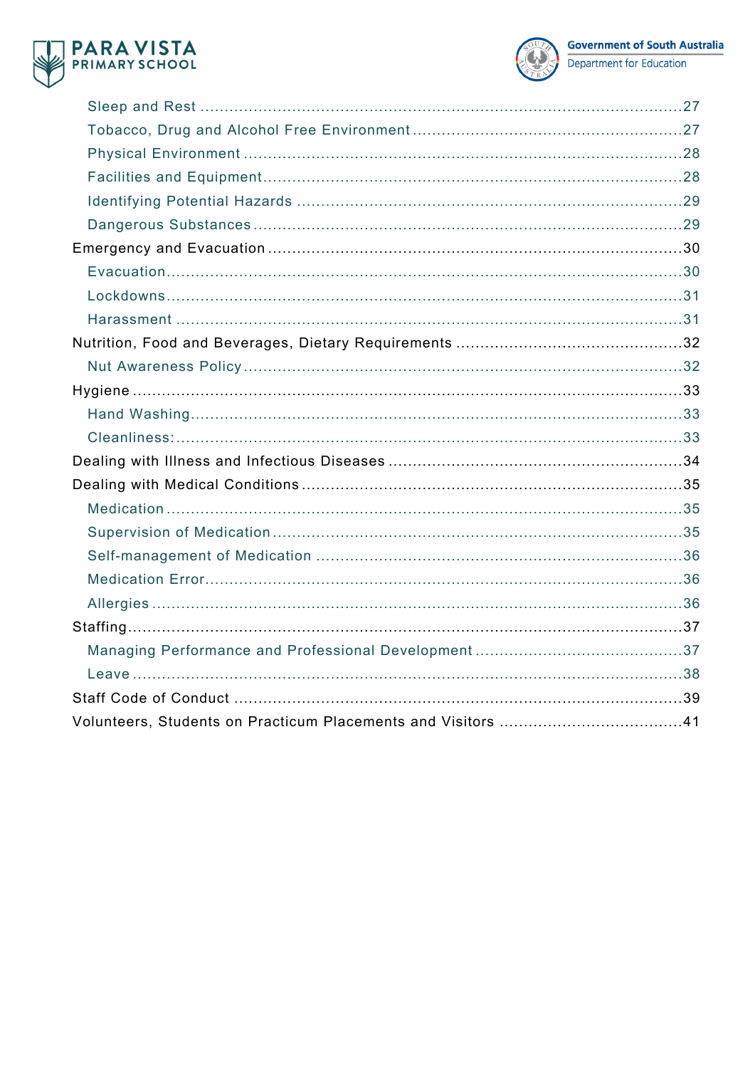- Sleep and Rest ........................................................................................................27
- Tobacco, Drug and Alcohol Free Environment .......................................................27
- Physical Environment ..............................................................................................28
- Facilities and Equipment..........................................................................................28
- Identifying Potential Hazards ...................................................................................29
- Dangerous Substances............................................................................................29

Emergency and Evacuation ..........................................................................................30

- Evacuation...............................................................................................................30
- Lockdowns...............................................................................................................31
- Harassment .............................................................................................................31

Nutrition, Food and Beverages, Dietary Requirements ................................................32

- Nut Awareness Policy...............................................................................................32

Hygiene ........................................................................................................................33

- Hand Washing..........................................................................................................33
- Cleanliness:.............................................................................................................33

Dealing with Illness and Infectious Diseases ...............................................................34

Dealing with Medical Conditions ..................................................................................35

- Medication ...............................................................................................................35
- Supervision of Medication .......................................................................................35
- Self-management of Medication ..............................................................................36
- Medication Error......................................................................................................36
- Allergies ..................................................................................................................36

Staffing.........................................................................................................................37

- Managing Performance and Professional Development ..........................................37
- Leave .......................................................................................................................38

Staff Code of Conduct ..................................................................................................39

Volunteers, Students on Practicum Placements and Visitors ......................................41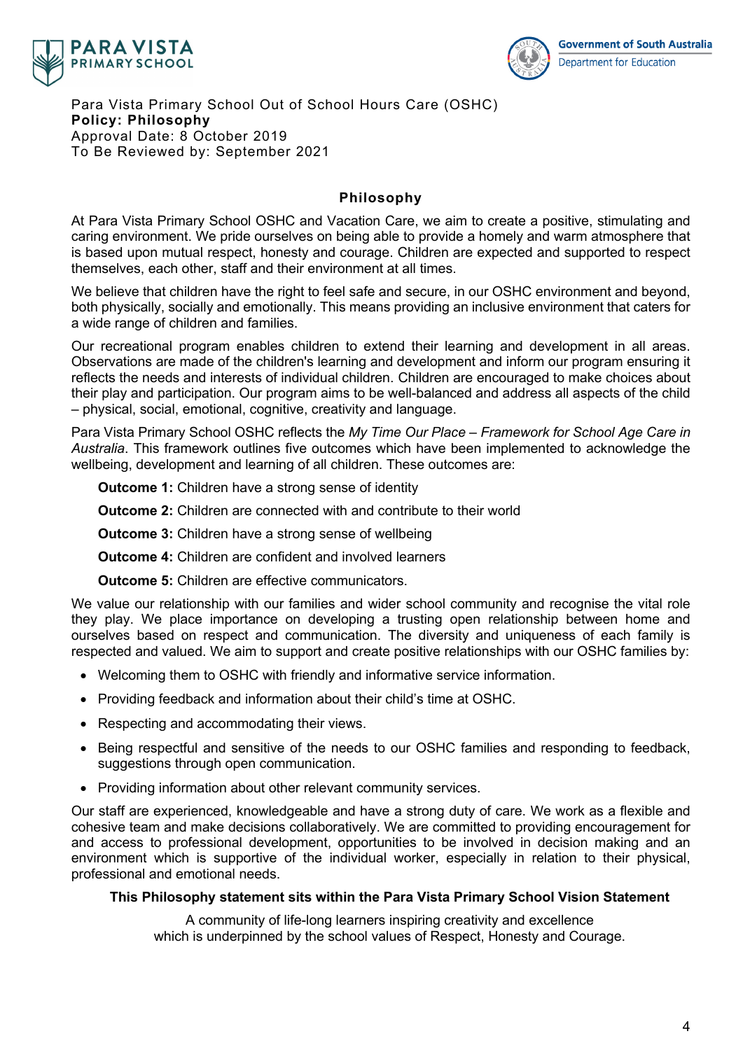Para Vista Primary School Out of School Hours Care (OSHC)
**Policy: Philosophy**
Approval Date: 8 October 2019
To Be Reviewed by: September 2021

## Philosophy

At Para Vista Primary School OSHC and Vacation Care, we aim to create a positive, stimulating and caring environment. We pride ourselves on being able to provide a homely and warm atmosphere that is based upon mutual respect, honesty and courage. Children are expected and supported to respect themselves, each other, staff and their environment at all times.

We believe that children have the right to feel safe and secure, in our OSHC environment and beyond, both physically, socially and emotionally. This means providing an inclusive environment that caters for a wide range of children and families.

Our recreational program enables children to extend their learning and development in all areas. Observations are made of the children's learning and development and inform our program ensuring it reflects the needs and interests of individual children. Children are encouraged to make choices about their play and participation. Our program aims to be well-balanced and address all aspects of the child – physical, social, emotional, cognitive, creativity and language.

Para Vista Primary School OSHC reflects the *My Time Our Place – Framework for School Age Care in Australia*. This framework outlines five outcomes which have been implemented to acknowledge the wellbeing, development and learning of all children. These outcomes are:

**Outcome 1:** Children have a strong sense of identity

**Outcome 2:** Children are connected with and contribute to their world

**Outcome 3:** Children have a strong sense of wellbeing

**Outcome 4:** Children are confident and involved learners

**Outcome 5:** Children are effective communicators.

We value our relationship with our families and wider school community and recognise the vital role they play. We place importance on developing a trusting open relationship between home and ourselves based on respect and communication. The diversity and uniqueness of each family is respected and valued. We aim to support and create positive relationships with our OSHC families by:

- Welcoming them to OSHC with friendly and informative service information.
- Providing feedback and information about their child's time at OSHC.
- Respecting and accommodating their views.
- Being respectful and sensitive of the needs to our OSHC families and responding to feedback, suggestions through open communication.
- Providing information about other relevant community services.

Our staff are experienced, knowledgeable and have a strong duty of care. We work as a flexible and cohesive team and make decisions collaboratively. We are committed to providing encouragement for and access to professional development, opportunities to be involved in decision making and an environment which is supportive of the individual worker, especially in relation to their physical, professional and emotional needs.

**This Philosophy statement sits within the Para Vista Primary School Vision Statement**

A community of life-long learners inspiring creativity and excellence
which is underpinned by the school values of Respect, Honesty and Courage.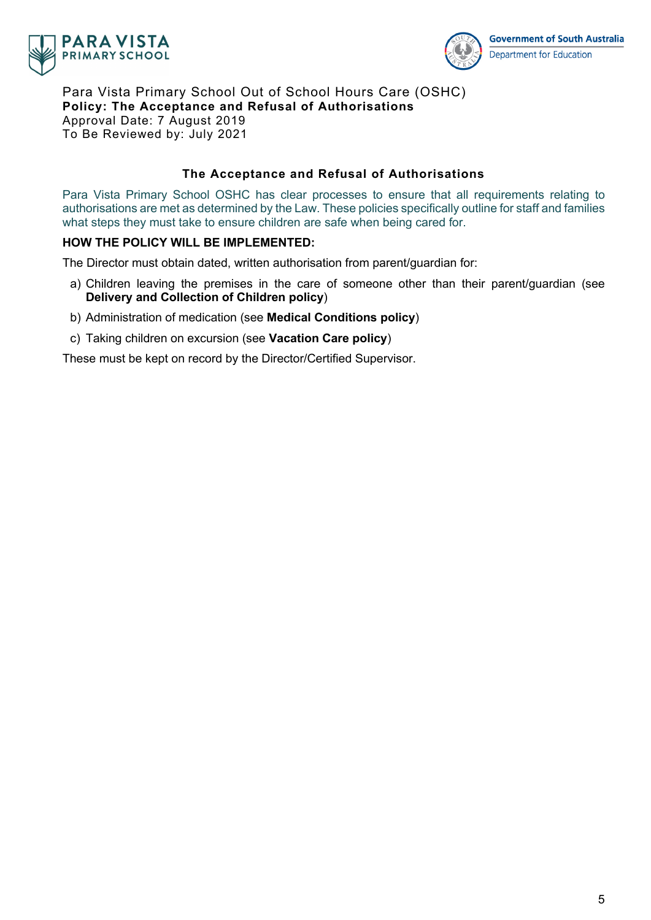Para Vista Primary School Out of School Hours Care (OSHC)
**Policy: The Acceptance and Refusal of Authorisations**
Approval Date: 7 August 2019
To Be Reviewed by: July 2021

## The Acceptance and Refusal of Authorisations

Para Vista Primary School OSHC has clear processes to ensure that all requirements relating to authorisations are met as determined by the Law. These policies specifically outline for staff and families what steps they must take to ensure children are safe when being cared for.

**HOW THE POLICY WILL BE IMPLEMENTED:**

The Director must obtain dated, written authorisation from parent/guardian for:

a) Children leaving the premises in the care of someone other than their parent/guardian (see **Delivery and Collection of Children policy**)

b) Administration of medication (see **Medical Conditions policy**)

c) Taking children on excursion (see **Vacation Care policy**)

These must be kept on record by the Director/Certified Supervisor.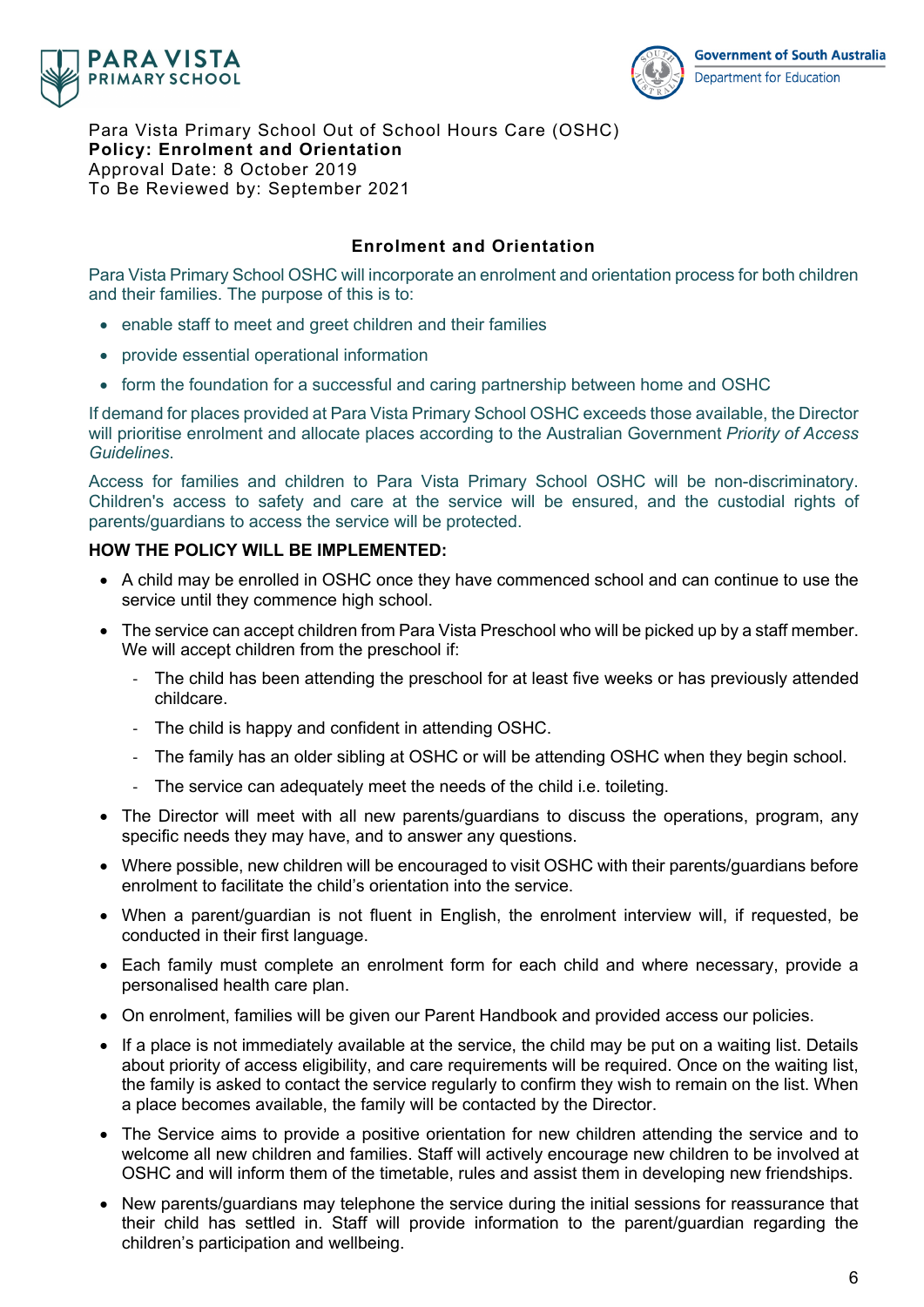Para Vista Primary School Out of School Hours Care (OSHC)
**Policy: Enrolment and Orientation**
Approval Date: 8 October 2019
To Be Reviewed by: September 2021

## Enrolment and Orientation

Para Vista Primary School OSHC will incorporate an enrolment and orientation process for both children and their families. The purpose of this is to:

- enable staff to meet and greet children and their families
- provide essential operational information
- form the foundation for a successful and caring partnership between home and OSHC

If demand for places provided at Para Vista Primary School OSHC exceeds those available, the Director will prioritise enrolment and allocate places according to the Australian Government *Priority of Access Guidelines*.

Access for families and children to Para Vista Primary School OSHC will be non-discriminatory. Children's access to safety and care at the service will be ensured, and the custodial rights of parents/guardians to access the service will be protected.

**HOW THE POLICY WILL BE IMPLEMENTED:**

- A child may be enrolled in OSHC once they have commenced school and can continue to use the service until they commence high school.
- The service can accept children from Para Vista Preschool who will be picked up by a staff member. We will accept children from the preschool if:
  - The child has been attending the preschool for at least five weeks or has previously attended childcare.
  - The child is happy and confident in attending OSHC.
  - The family has an older sibling at OSHC or will be attending OSHC when they begin school.
  - The service can adequately meet the needs of the child i.e. toileting.
- The Director will meet with all new parents/guardians to discuss the operations, program, any specific needs they may have, and to answer any questions.
- Where possible, new children will be encouraged to visit OSHC with their parents/guardians before enrolment to facilitate the child's orientation into the service.
- When a parent/guardian is not fluent in English, the enrolment interview will, if requested, be conducted in their first language.
- Each family must complete an enrolment form for each child and where necessary, provide a personalised health care plan.
- On enrolment, families will be given our Parent Handbook and provided access our policies.
- If a place is not immediately available at the service, the child may be put on a waiting list. Details about priority of access eligibility, and care requirements will be required. Once on the waiting list, the family is asked to contact the service regularly to confirm they wish to remain on the list. When a place becomes available, the family will be contacted by the Director.
- The Service aims to provide a positive orientation for new children attending the service and to welcome all new children and families. Staff will actively encourage new children to be involved at OSHC and will inform them of the timetable, rules and assist them in developing new friendships.
- New parents/guardians may telephone the service during the initial sessions for reassurance that their child has settled in. Staff will provide information to the parent/guardian regarding the children's participation and wellbeing.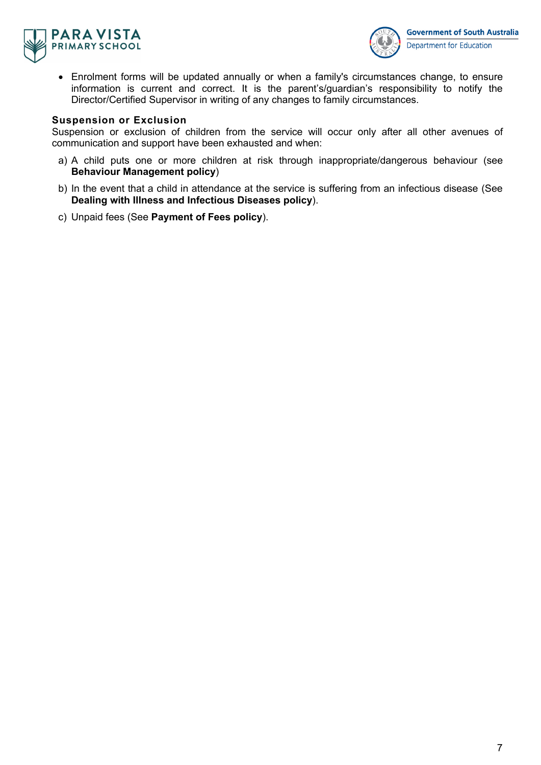- Enrolment forms will be updated annually or when a family's circumstances change, to ensure information is current and correct. It is the parent's/guardian's responsibility to notify the Director/Certified Supervisor in writing of any changes to family circumstances.

**Suspension or Exclusion**

Suspension or exclusion of children from the service will occur only after all other avenues of communication and support have been exhausted and when:

a) A child puts one or more children at risk through inappropriate/dangerous behaviour (see **Behaviour Management policy**)

b) In the event that a child in attendance at the service is suffering from an infectious disease (See **Dealing with Illness and Infectious Diseases policy**).

c) Unpaid fees (See **Payment of Fees policy**).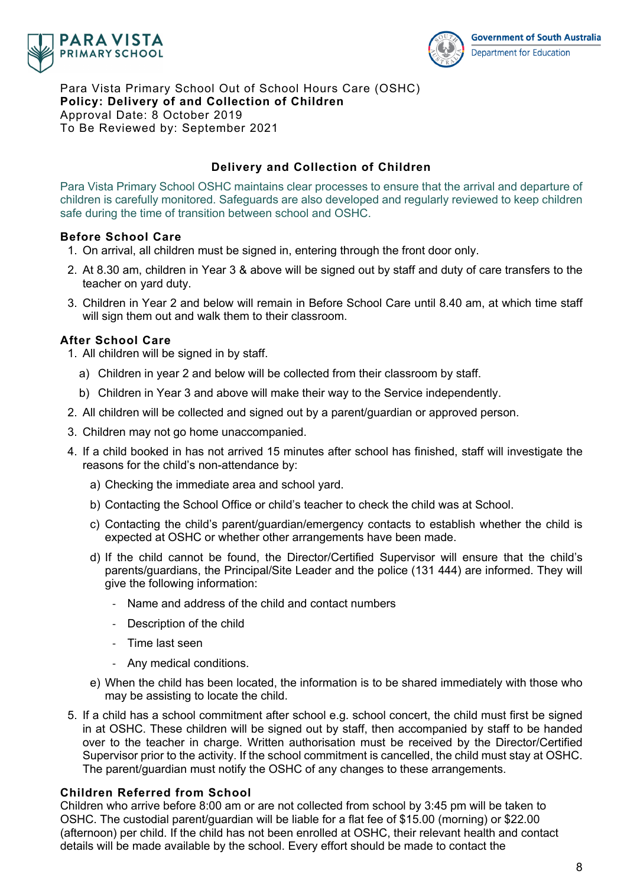Para Vista Primary School Out of School Hours Care (OSHC)
**Policy: Delivery of and Collection of Children**
Approval Date: 8 October 2019
To Be Reviewed by: September 2021

## Delivery and Collection of Children

Para Vista Primary School OSHC maintains clear processes to ensure that the arrival and departure of children is carefully monitored. Safeguards are also developed and regularly reviewed to keep children safe during the time of transition between school and OSHC.

### Before School Care

1. On arrival, all children must be signed in, entering through the front door only.
2. At 8.30 am, children in Year 3 & above will be signed out by staff and duty of care transfers to the teacher on yard duty.
3. Children in Year 2 and below will remain in Before School Care until 8.40 am, at which time staff will sign them out and walk them to their classroom.

### After School Care

1. All children will be signed in by staff.
   a) Children in year 2 and below will be collected from their classroom by staff.
   b) Children in Year 3 and above will make their way to the Service independently.
2. All children will be collected and signed out by a parent/guardian or approved person.
3. Children may not go home unaccompanied.
4. If a child booked in has not arrived 15 minutes after school has finished, staff will investigate the reasons for the child's non-attendance by:
   a) Checking the immediate area and school yard.
   b) Contacting the School Office or child's teacher to check the child was at School.
   c) Contacting the child's parent/guardian/emergency contacts to establish whether the child is expected at OSHC or whether other arrangements have been made.
   d) If the child cannot be found, the Director/Certified Supervisor will ensure that the child's parents/guardians, the Principal/Site Leader and the police (131 444) are informed. They will give the following information:
      - Name and address of the child and contact numbers
      - Description of the child
      - Time last seen
      - Any medical conditions.
   e) When the child has been located, the information is to be shared immediately with those who may be assisting to locate the child.
5. If a child has a school commitment after school e.g. school concert, the child must first be signed in at OSHC. These children will be signed out by staff, then accompanied by staff to be handed over to the teacher in charge. Written authorisation must be received by the Director/Certified Supervisor prior to the activity. If the school commitment is cancelled, the child must stay at OSHC. The parent/guardian must notify the OSHC of any changes to these arrangements.

### Children Referred from School

Children who arrive before 8:00 am or are not collected from school by 3:45 pm will be taken to OSHC. The custodial parent/guardian will be liable for a flat fee of $15.00 (morning) or $22.00 (afternoon) per child. If the child has not been enrolled at OSHC, their relevant health and contact details will be made available by the school. Every effort should be made to contact the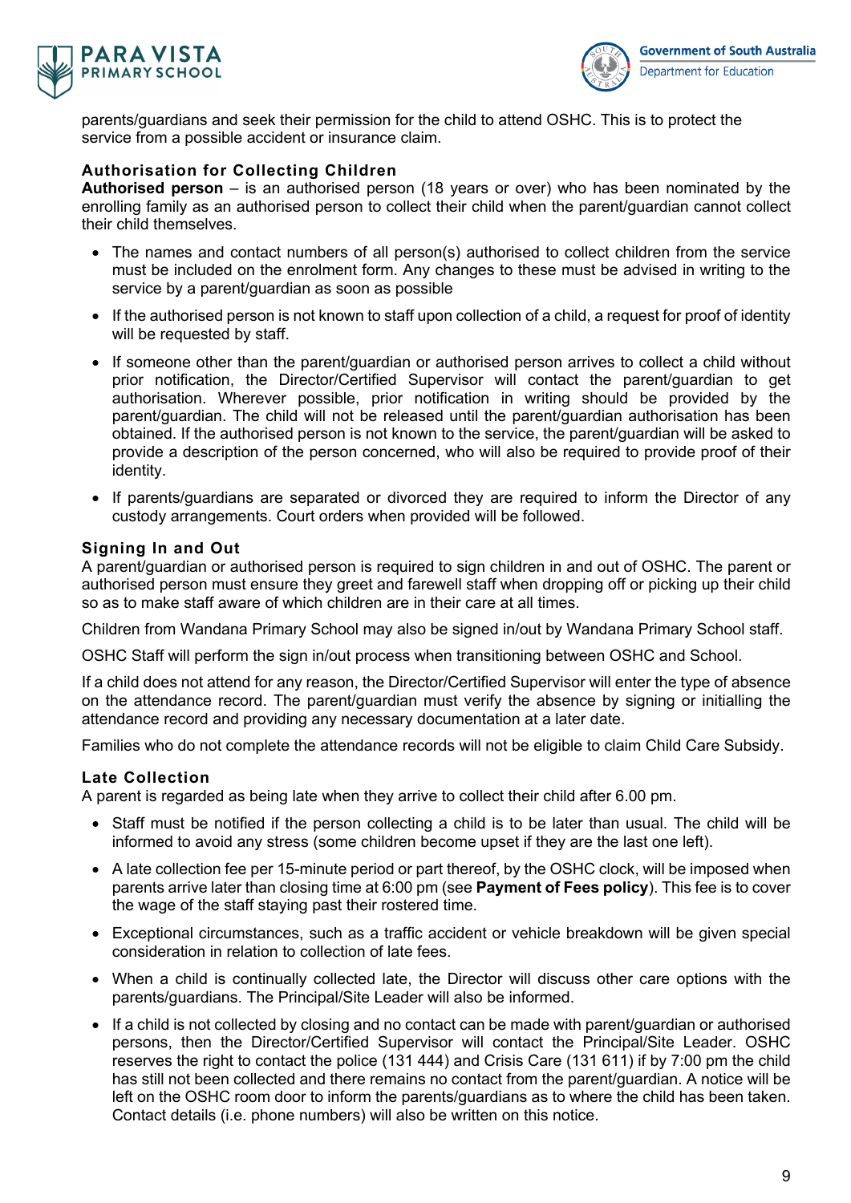parents/guardians and seek their permission for the child to attend OSHC. This is to protect the service from a possible accident or insurance claim.

### Authorisation for Collecting Children

**Authorised person** – is an authorised person (18 years or over) who has been nominated by the enrolling family as an authorised person to collect their child when the parent/guardian cannot collect their child themselves.

- The names and contact numbers of all person(s) authorised to collect children from the service must be included on the enrolment form. Any changes to these must be advised in writing to the service by a parent/guardian as soon as possible
- If the authorised person is not known to staff upon collection of a child, a request for proof of identity will be requested by staff.
- If someone other than the parent/guardian or authorised person arrives to collect a child without prior notification, the Director/Certified Supervisor will contact the parent/guardian to get authorisation. Wherever possible, prior notification in writing should be provided by the parent/guardian. The child will not be released until the parent/guardian authorisation has been obtained. If the authorised person is not known to the service, the parent/guardian will be asked to provide a description of the person concerned, who will also be required to provide proof of their identity.
- If parents/guardians are separated or divorced they are required to inform the Director of any custody arrangements. Court orders when provided will be followed.

### Signing In and Out

A parent/guardian or authorised person is required to sign children in and out of OSHC. The parent or authorised person must ensure they greet and farewell staff when dropping off or picking up their child so as to make staff aware of which children are in their care at all times.

Children from Wandana Primary School may also be signed in/out by Wandana Primary School staff.

OSHC Staff will perform the sign in/out process when transitioning between OSHC and School.

If a child does not attend for any reason, the Director/Certified Supervisor will enter the type of absence on the attendance record. The parent/guardian must verify the absence by signing or initialling the attendance record and providing any necessary documentation at a later date.

Families who do not complete the attendance records will not be eligible to claim Child Care Subsidy.

### Late Collection

A parent is regarded as being late when they arrive to collect their child after 6.00 pm.

- Staff must be notified if the person collecting a child is to be later than usual. The child will be informed to avoid any stress (some children become upset if they are the last one left).
- A late collection fee per 15-minute period or part thereof, by the OSHC clock, will be imposed when parents arrive later than closing time at 6:00 pm (see **Payment of Fees policy**). This fee is to cover the wage of the staff staying past their rostered time.
- Exceptional circumstances, such as a traffic accident or vehicle breakdown will be given special consideration in relation to collection of late fees.
- When a child is continually collected late, the Director will discuss other care options with the parents/guardians. The Principal/Site Leader will also be informed.
- If a child is not collected by closing and no contact can be made with parent/guardian or authorised persons, then the Director/Certified Supervisor will contact the Principal/Site Leader. OSHC reserves the right to contact the police (131 444) and Crisis Care (131 611) if by 7:00 pm the child has still not been collected and there remains no contact from the parent/guardian. A notice will be left on the OSHC room door to inform the parents/guardians as to where the child has been taken. Contact details (i.e. phone numbers) will also be written on this notice.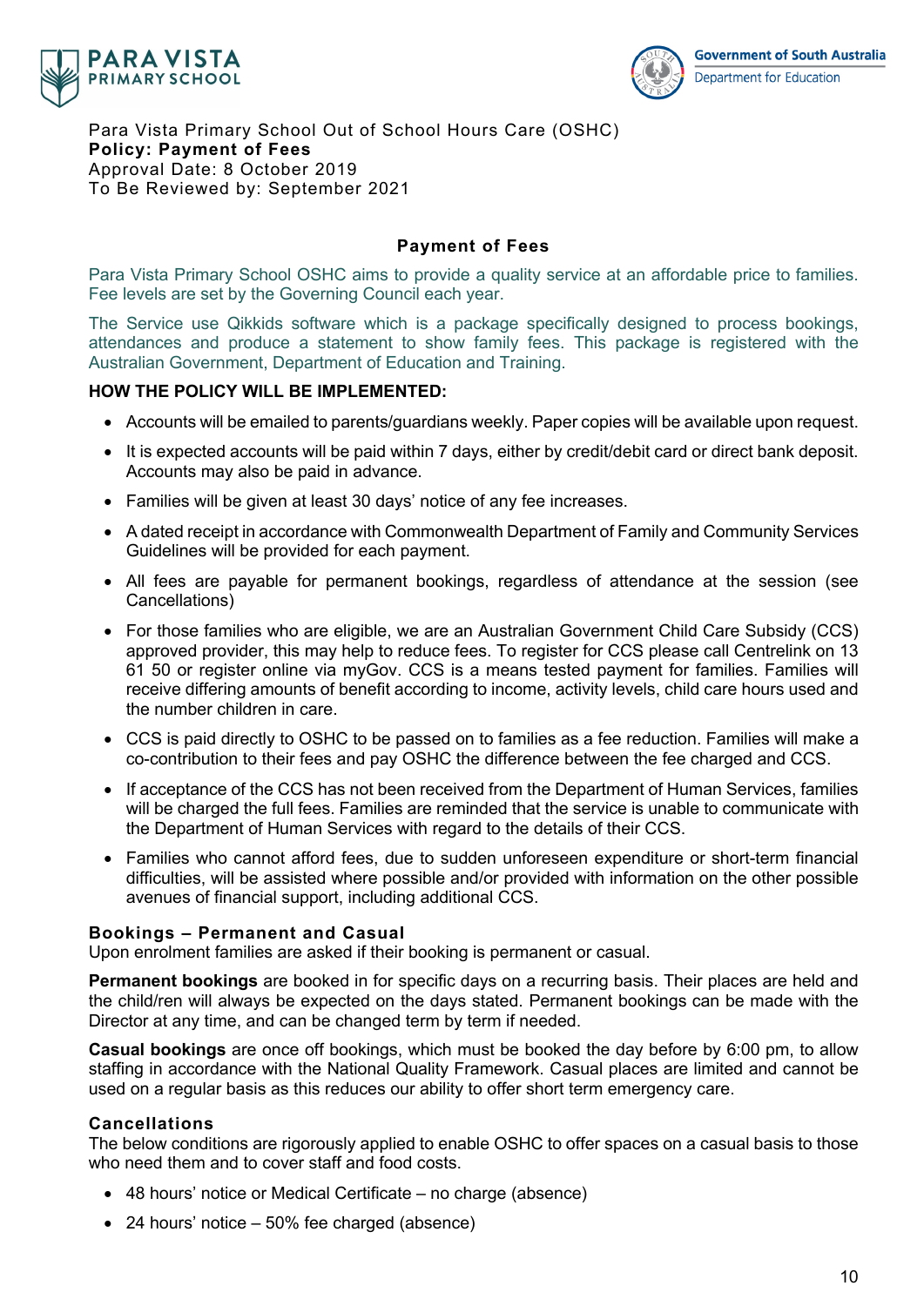Para Vista Primary School Out of School Hours Care (OSHC)
**Policy: Payment of Fees**
Approval Date: 8 October 2019
To Be Reviewed by: September 2021

## Payment of Fees

Para Vista Primary School OSHC aims to provide a quality service at an affordable price to families. Fee levels are set by the Governing Council each year.

The Service use Qikkids software which is a package specifically designed to process bookings, attendances and produce a statement to show family fees. This package is registered with the Australian Government, Department of Education and Training.

**HOW THE POLICY WILL BE IMPLEMENTED:**

- Accounts will be emailed to parents/guardians weekly. Paper copies will be available upon request.
- It is expected accounts will be paid within 7 days, either by credit/debit card or direct bank deposit. Accounts may also be paid in advance.
- Families will be given at least 30 days' notice of any fee increases.
- A dated receipt in accordance with Commonwealth Department of Family and Community Services Guidelines will be provided for each payment.
- All fees are payable for permanent bookings, regardless of attendance at the session (see Cancellations)
- For those families who are eligible, we are an Australian Government Child Care Subsidy (CCS) approved provider, this may help to reduce fees. To register for CCS please call Centrelink on 13 61 50 or register online via myGov. CCS is a means tested payment for families. Families will receive differing amounts of benefit according to income, activity levels, child care hours used and the number children in care.
- CCS is paid directly to OSHC to be passed on to families as a fee reduction. Families will make a co-contribution to their fees and pay OSHC the difference between the fee charged and CCS.
- If acceptance of the CCS has not been received from the Department of Human Services, families will be charged the full fees. Families are reminded that the service is unable to communicate with the Department of Human Services with regard to the details of their CCS.
- Families who cannot afford fees, due to sudden unforeseen expenditure or short-term financial difficulties, will be assisted where possible and/or provided with information on the other possible avenues of financial support, including additional CCS.

### Bookings – Permanent and Casual

Upon enrolment families are asked if their booking is permanent or casual.

**Permanent bookings** are booked in for specific days on a recurring basis. Their places are held and the child/ren will always be expected on the days stated. Permanent bookings can be made with the Director at any time, and can be changed term by term if needed.

**Casual bookings** are once off bookings, which must be booked the day before by 6:00 pm, to allow staffing in accordance with the National Quality Framework. Casual places are limited and cannot be used on a regular basis as this reduces our ability to offer short term emergency care.

### Cancellations

The below conditions are rigorously applied to enable OSHC to offer spaces on a casual basis to those who need them and to cover staff and food costs.

- 48 hours' notice or Medical Certificate – no charge (absence)
- 24 hours' notice – 50% fee charged (absence)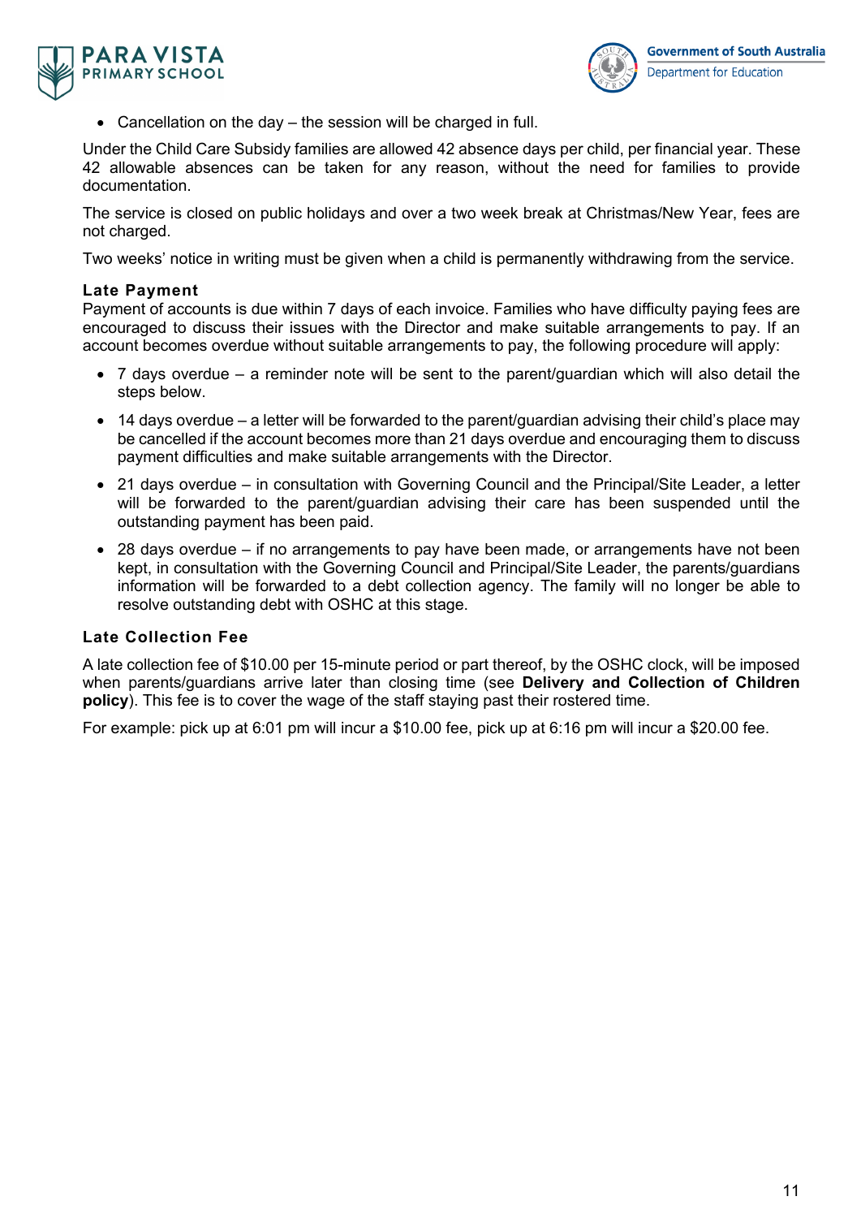- Cancellation on the day – the session will be charged in full.

Under the Child Care Subsidy families are allowed 42 absence days per child, per financial year. These 42 allowable absences can be taken for any reason, without the need for families to provide documentation.

The service is closed on public holidays and over a two week break at Christmas/New Year, fees are not charged.

Two weeks' notice in writing must be given when a child is permanently withdrawing from the service.

### Late Payment

Payment of accounts is due within 7 days of each invoice. Families who have difficulty paying fees are encouraged to discuss their issues with the Director and make suitable arrangements to pay. If an account becomes overdue without suitable arrangements to pay, the following procedure will apply:

- 7 days overdue – a reminder note will be sent to the parent/guardian which will also detail the steps below.
- 14 days overdue – a letter will be forwarded to the parent/guardian advising their child's place may be cancelled if the account becomes more than 21 days overdue and encouraging them to discuss payment difficulties and make suitable arrangements with the Director.
- 21 days overdue – in consultation with Governing Council and the Principal/Site Leader, a letter will be forwarded to the parent/guardian advising their care has been suspended until the outstanding payment has been paid.
- 28 days overdue – if no arrangements to pay have been made, or arrangements have not been kept, in consultation with the Governing Council and Principal/Site Leader, the parents/guardians information will be forwarded to a debt collection agency. The family will no longer be able to resolve outstanding debt with OSHC at this stage.

### Late Collection Fee

A late collection fee of $10.00 per 15-minute period or part thereof, by the OSHC clock, will be imposed when parents/guardians arrive later than closing time (see **Delivery and Collection of Children policy**). This fee is to cover the wage of the staff staying past their rostered time.

For example: pick up at 6:01 pm will incur a $10.00 fee, pick up at 6:16 pm will incur a $20.00 fee.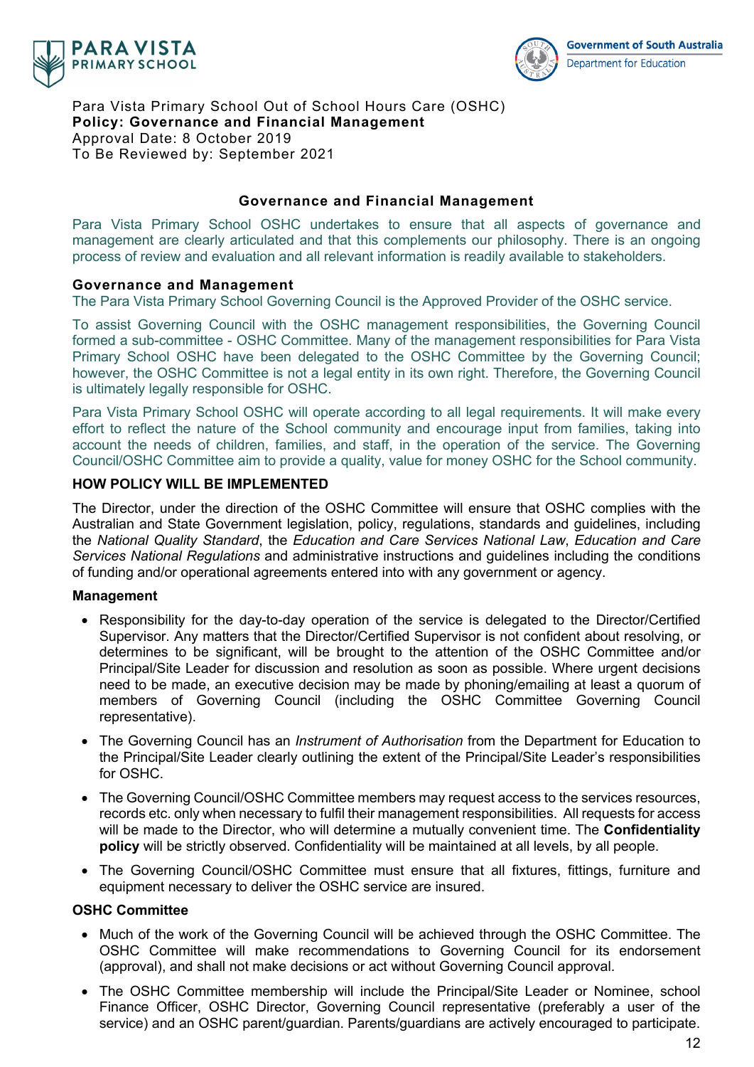Para Vista Primary School Out of School Hours Care (OSHC)
**Policy: Governance and Financial Management**
Approval Date: 8 October 2019
To Be Reviewed by: September 2021

## Governance and Financial Management

Para Vista Primary School OSHC undertakes to ensure that all aspects of governance and management are clearly articulated and that this complements our philosophy. There is an ongoing process of review and evaluation and all relevant information is readily available to stakeholders.

### Governance and Management

The Para Vista Primary School Governing Council is the Approved Provider of the OSHC service.

To assist Governing Council with the OSHC management responsibilities, the Governing Council formed a sub-committee - OSHC Committee. Many of the management responsibilities for Para Vista Primary School OSHC have been delegated to the OSHC Committee by the Governing Council; however, the OSHC Committee is not a legal entity in its own right. Therefore, the Governing Council is ultimately legally responsible for OSHC.

Para Vista Primary School OSHC will operate according to all legal requirements. It will make every effort to reflect the nature of the School community and encourage input from families, taking into account the needs of children, families, and staff, in the operation of the service. The Governing Council/OSHC Committee aim to provide a quality, value for money OSHC for the School community.

### HOW POLICY WILL BE IMPLEMENTED

The Director, under the direction of the OSHC Committee will ensure that OSHC complies with the Australian and State Government legislation, policy, regulations, standards and guidelines, including the *National Quality Standard*, the *Education and Care Services National Law*, *Education and Care Services National Regulations* and administrative instructions and guidelines including the conditions of funding and/or operational agreements entered into with any government or agency.

#### Management

- Responsibility for the day-to-day operation of the service is delegated to the Director/Certified Supervisor. Any matters that the Director/Certified Supervisor is not confident about resolving, or determines to be significant, will be brought to the attention of the OSHC Committee and/or Principal/Site Leader for discussion and resolution as soon as possible. Where urgent decisions need to be made, an executive decision may be made by phoning/emailing at least a quorum of members of Governing Council (including the OSHC Committee Governing Council representative).
- The Governing Council has an *Instrument of Authorisation* from the Department for Education to the Principal/Site Leader clearly outlining the extent of the Principal/Site Leader's responsibilities for OSHC.
- The Governing Council/OSHC Committee members may request access to the services resources, records etc. only when necessary to fulfil their management responsibilities. All requests for access will be made to the Director, who will determine a mutually convenient time. The **Confidentiality policy** will be strictly observed. Confidentiality will be maintained at all levels, by all people.
- The Governing Council/OSHC Committee must ensure that all fixtures, fittings, furniture and equipment necessary to deliver the OSHC service are insured.

#### OSHC Committee

- Much of the work of the Governing Council will be achieved through the OSHC Committee. The OSHC Committee will make recommendations to Governing Council for its endorsement (approval), and shall not make decisions or act without Governing Council approval.
- The OSHC Committee membership will include the Principal/Site Leader or Nominee, school Finance Officer, OSHC Director, Governing Council representative (preferably a user of the service) and an OSHC parent/guardian. Parents/guardians are actively encouraged to participate.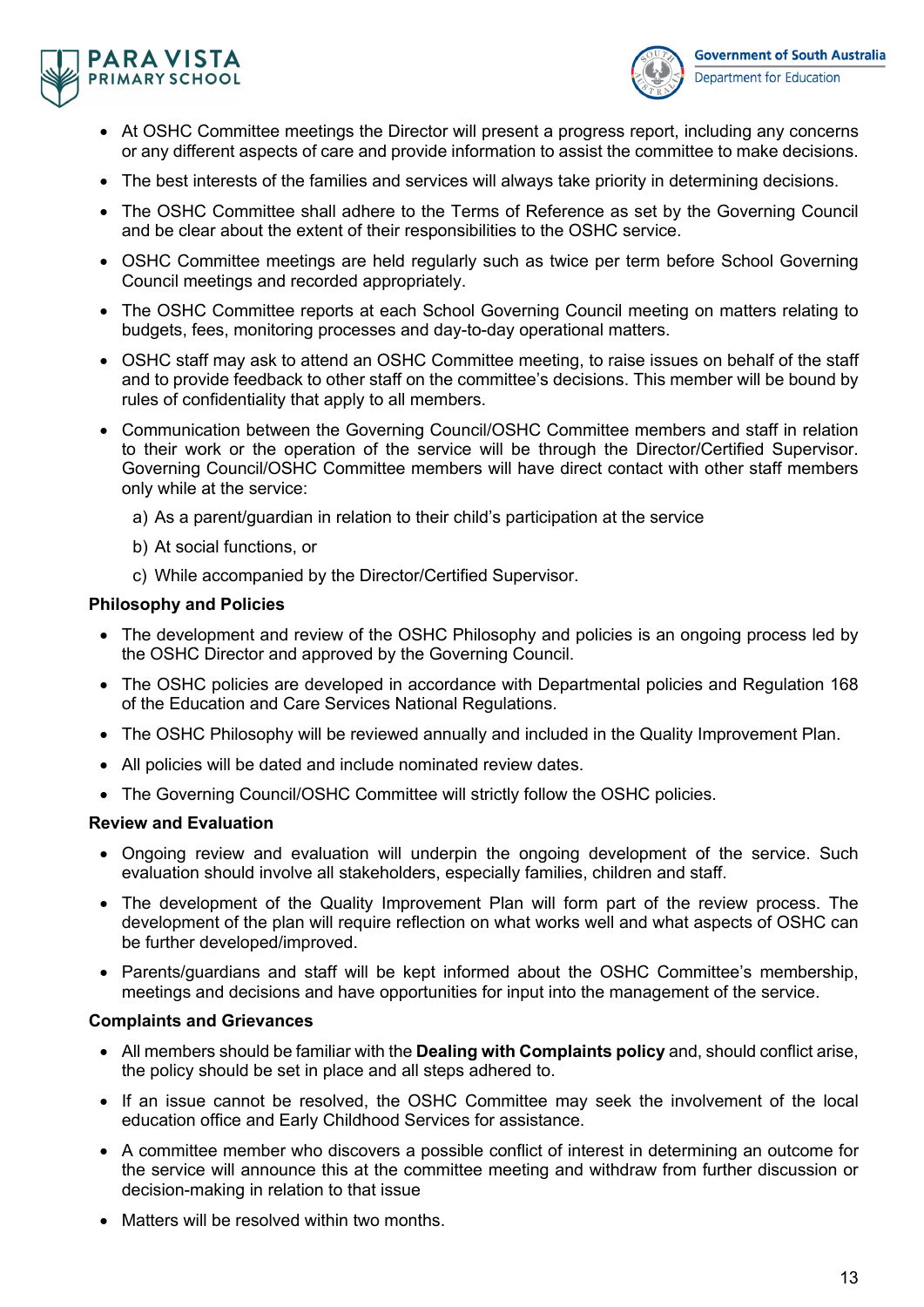- At OSHC Committee meetings the Director will present a progress report, including any concerns or any different aspects of care and provide information to assist the committee to make decisions.
- The best interests of the families and services will always take priority in determining decisions.
- The OSHC Committee shall adhere to the Terms of Reference as set by the Governing Council and be clear about the extent of their responsibilities to the OSHC service.
- OSHC Committee meetings are held regularly such as twice per term before School Governing Council meetings and recorded appropriately.
- The OSHC Committee reports at each School Governing Council meeting on matters relating to budgets, fees, monitoring processes and day-to-day operational matters.
- OSHC staff may ask to attend an OSHC Committee meeting, to raise issues on behalf of the staff and to provide feedback to other staff on the committee's decisions. This member will be bound by rules of confidentiality that apply to all members.
- Communication between the Governing Council/OSHC Committee members and staff in relation to their work or the operation of the service will be through the Director/Certified Supervisor. Governing Council/OSHC Committee members will have direct contact with other staff members only while at the service:
  a) As a parent/guardian in relation to their child's participation at the service
  b) At social functions, or
  c) While accompanied by the Director/Certified Supervisor.

**Philosophy and Policies**

- The development and review of the OSHC Philosophy and policies is an ongoing process led by the OSHC Director and approved by the Governing Council.
- The OSHC policies are developed in accordance with Departmental policies and Regulation 168 of the Education and Care Services National Regulations.
- The OSHC Philosophy will be reviewed annually and included in the Quality Improvement Plan.
- All policies will be dated and include nominated review dates.
- The Governing Council/OSHC Committee will strictly follow the OSHC policies.

**Review and Evaluation**

- Ongoing review and evaluation will underpin the ongoing development of the service. Such evaluation should involve all stakeholders, especially families, children and staff.
- The development of the Quality Improvement Plan will form part of the review process. The development of the plan will require reflection on what works well and what aspects of OSHC can be further developed/improved.
- Parents/guardians and staff will be kept informed about the OSHC Committee's membership, meetings and decisions and have opportunities for input into the management of the service.

**Complaints and Grievances**

- All members should be familiar with the **Dealing with Complaints policy** and, should conflict arise, the policy should be set in place and all steps adhered to.
- If an issue cannot be resolved, the OSHC Committee may seek the involvement of the local education office and Early Childhood Services for assistance.
- A committee member who discovers a possible conflict of interest in determining an outcome for the service will announce this at the committee meeting and withdraw from further discussion or decision-making in relation to that issue
- Matters will be resolved within two months.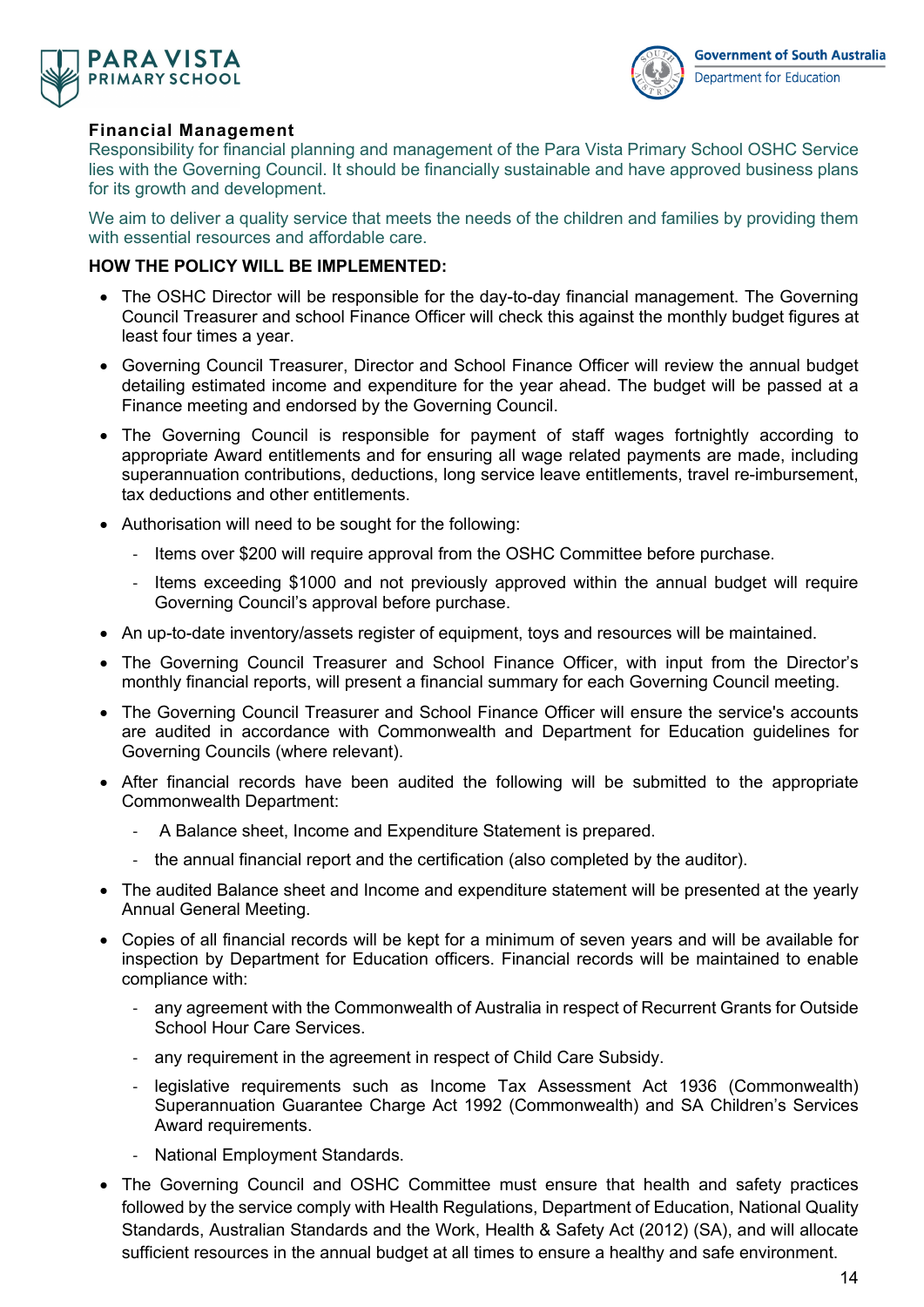**Financial Management**

Responsibility for financial planning and management of the Para Vista Primary School OSHC Service lies with the Governing Council. It should be financially sustainable and have approved business plans for its growth and development.

We aim to deliver a quality service that meets the needs of the children and families by providing them with essential resources and affordable care.

**HOW THE POLICY WILL BE IMPLEMENTED:**

- The OSHC Director will be responsible for the day-to-day financial management. The Governing Council Treasurer and school Finance Officer will check this against the monthly budget figures at least four times a year.
- Governing Council Treasurer, Director and School Finance Officer will review the annual budget detailing estimated income and expenditure for the year ahead. The budget will be passed at a Finance meeting and endorsed by the Governing Council.
- The Governing Council is responsible for payment of staff wages fortnightly according to appropriate Award entitlements and for ensuring all wage related payments are made, including superannuation contributions, deductions, long service leave entitlements, travel re-imbursement, tax deductions and other entitlements.
- Authorisation will need to be sought for the following:
  - Items over $200 will require approval from the OSHC Committee before purchase.
  - Items exceeding $1000 and not previously approved within the annual budget will require Governing Council's approval before purchase.
- An up-to-date inventory/assets register of equipment, toys and resources will be maintained.
- The Governing Council Treasurer and School Finance Officer, with input from the Director's monthly financial reports, will present a financial summary for each Governing Council meeting.
- The Governing Council Treasurer and School Finance Officer will ensure the service's accounts are audited in accordance with Commonwealth and Department for Education guidelines for Governing Councils (where relevant).
- After financial records have been audited the following will be submitted to the appropriate Commonwealth Department:
  - A Balance sheet, Income and Expenditure Statement is prepared.
  - the annual financial report and the certification (also completed by the auditor).
- The audited Balance sheet and Income and expenditure statement will be presented at the yearly Annual General Meeting.
- Copies of all financial records will be kept for a minimum of seven years and will be available for inspection by Department for Education officers. Financial records will be maintained to enable compliance with:
  - any agreement with the Commonwealth of Australia in respect of Recurrent Grants for Outside School Hour Care Services.
  - any requirement in the agreement in respect of Child Care Subsidy.
  - legislative requirements such as Income Tax Assessment Act 1936 (Commonwealth) Superannuation Guarantee Charge Act 1992 (Commonwealth) and SA Children's Services Award requirements.
  - National Employment Standards.
- The Governing Council and OSHC Committee must ensure that health and safety practices followed by the service comply with Health Regulations, Department of Education, National Quality Standards, Australian Standards and the Work, Health & Safety Act (2012) (SA), and will allocate sufficient resources in the annual budget at all times to ensure a healthy and safe environment.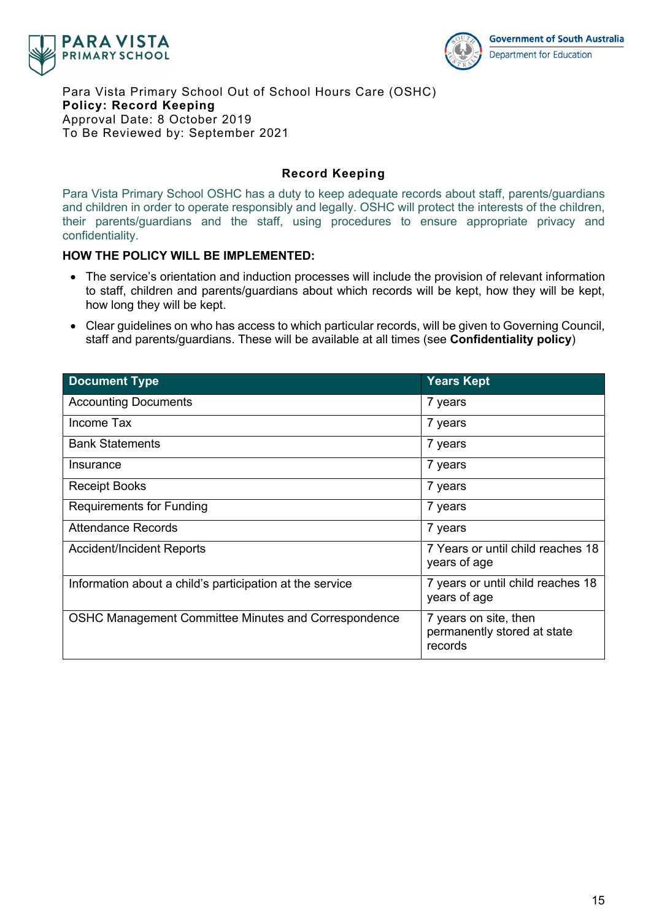Para Vista Primary School Out of School Hours Care (OSHC)
**Policy: Record Keeping**
Approval Date: 8 October 2019
To Be Reviewed by: September 2021

## Record Keeping

Para Vista Primary School OSHC has a duty to keep adequate records about staff, parents/guardians and children in order to operate responsibly and legally. OSHC will protect the interests of the children, their parents/guardians and the staff, using procedures to ensure appropriate privacy and confidentiality.

**HOW THE POLICY WILL BE IMPLEMENTED:**

- The service's orientation and induction processes will include the provision of relevant information to staff, children and parents/guardians about which records will be kept, how they will be kept, how long they will be kept.
- Clear guidelines on who has access to which particular records, will be given to Governing Council, staff and parents/guardians. These will be available at all times (see **Confidentiality policy**)

| Document Type | Years Kept |
|---|---|
| Accounting Documents | 7 years |
| Income Tax | 7 years |
| Bank Statements | 7 years |
| Insurance | 7 years |
| Receipt Books | 7 years |
| Requirements for Funding | 7 years |
| Attendance Records | 7 years |
| Accident/Incident Reports | 7 Years or until child reaches 18 years of age |
| Information about a child's participation at the service | 7 years or until child reaches 18 years of age |
| OSHC Management Committee Minutes and Correspondence | 7 years on site, then permanently stored at state records |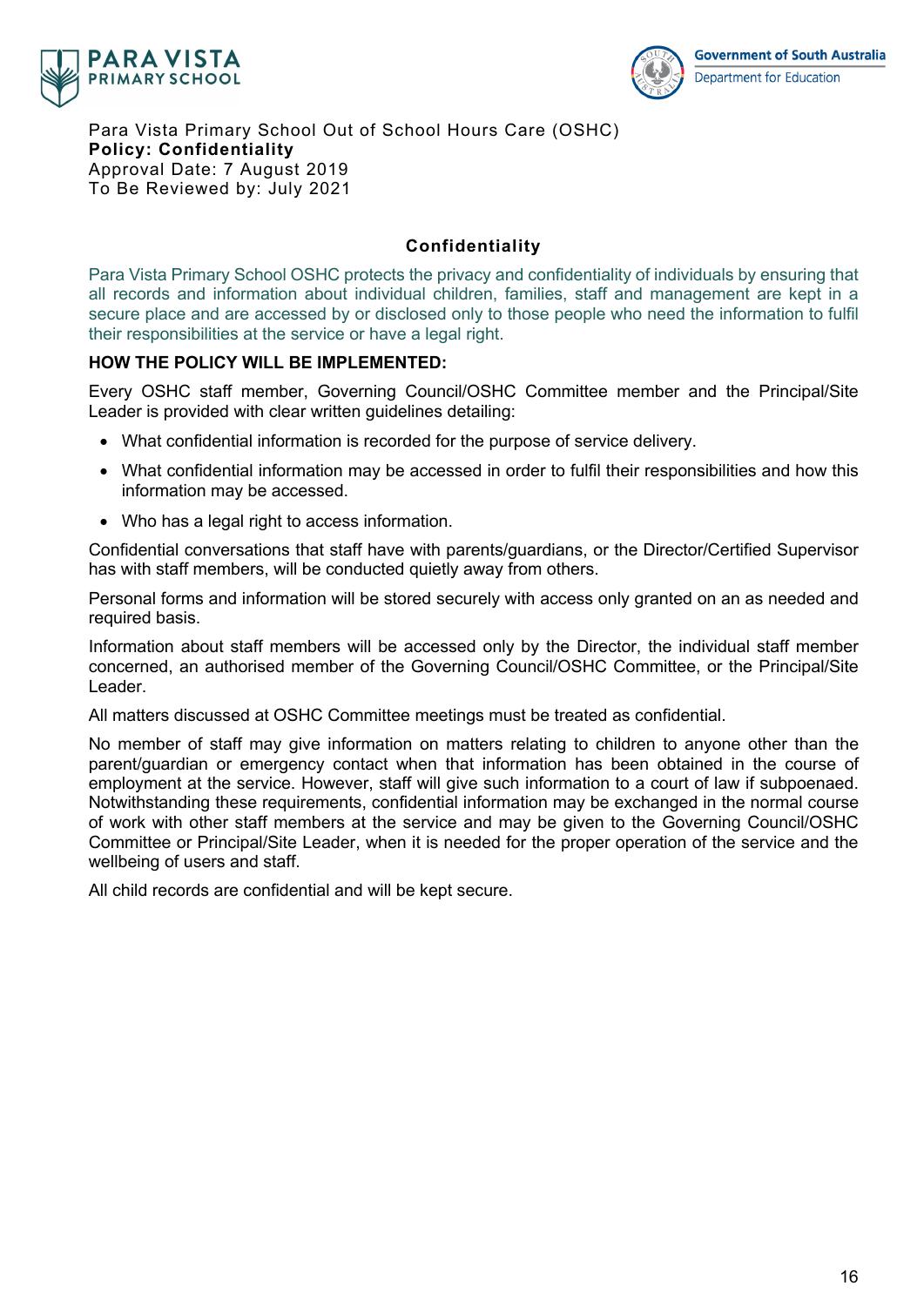Para Vista Primary School Out of School Hours Care (OSHC)
**Policy: Confidentiality**
Approval Date: 7 August 2019
To Be Reviewed by: July 2021

## Confidentiality

Para Vista Primary School OSHC protects the privacy and confidentiality of individuals by ensuring that all records and information about individual children, families, staff and management are kept in a secure place and are accessed by or disclosed only to those people who need the information to fulfil their responsibilities at the service or have a legal right.

**HOW THE POLICY WILL BE IMPLEMENTED:**

Every OSHC staff member, Governing Council/OSHC Committee member and the Principal/Site Leader is provided with clear written guidelines detailing:

- What confidential information is recorded for the purpose of service delivery.
- What confidential information may be accessed in order to fulfil their responsibilities and how this information may be accessed.
- Who has a legal right to access information.

Confidential conversations that staff have with parents/guardians, or the Director/Certified Supervisor has with staff members, will be conducted quietly away from others.

Personal forms and information will be stored securely with access only granted on an as needed and required basis.

Information about staff members will be accessed only by the Director, the individual staff member concerned, an authorised member of the Governing Council/OSHC Committee, or the Principal/Site Leader.

All matters discussed at OSHC Committee meetings must be treated as confidential.

No member of staff may give information on matters relating to children to anyone other than the parent/guardian or emergency contact when that information has been obtained in the course of employment at the service. However, staff will give such information to a court of law if subpoenaed. Notwithstanding these requirements, confidential information may be exchanged in the normal course of work with other staff members at the service and may be given to the Governing Council/OSHC Committee or Principal/Site Leader, when it is needed for the proper operation of the service and the wellbeing of users and staff.

All child records are confidential and will be kept secure.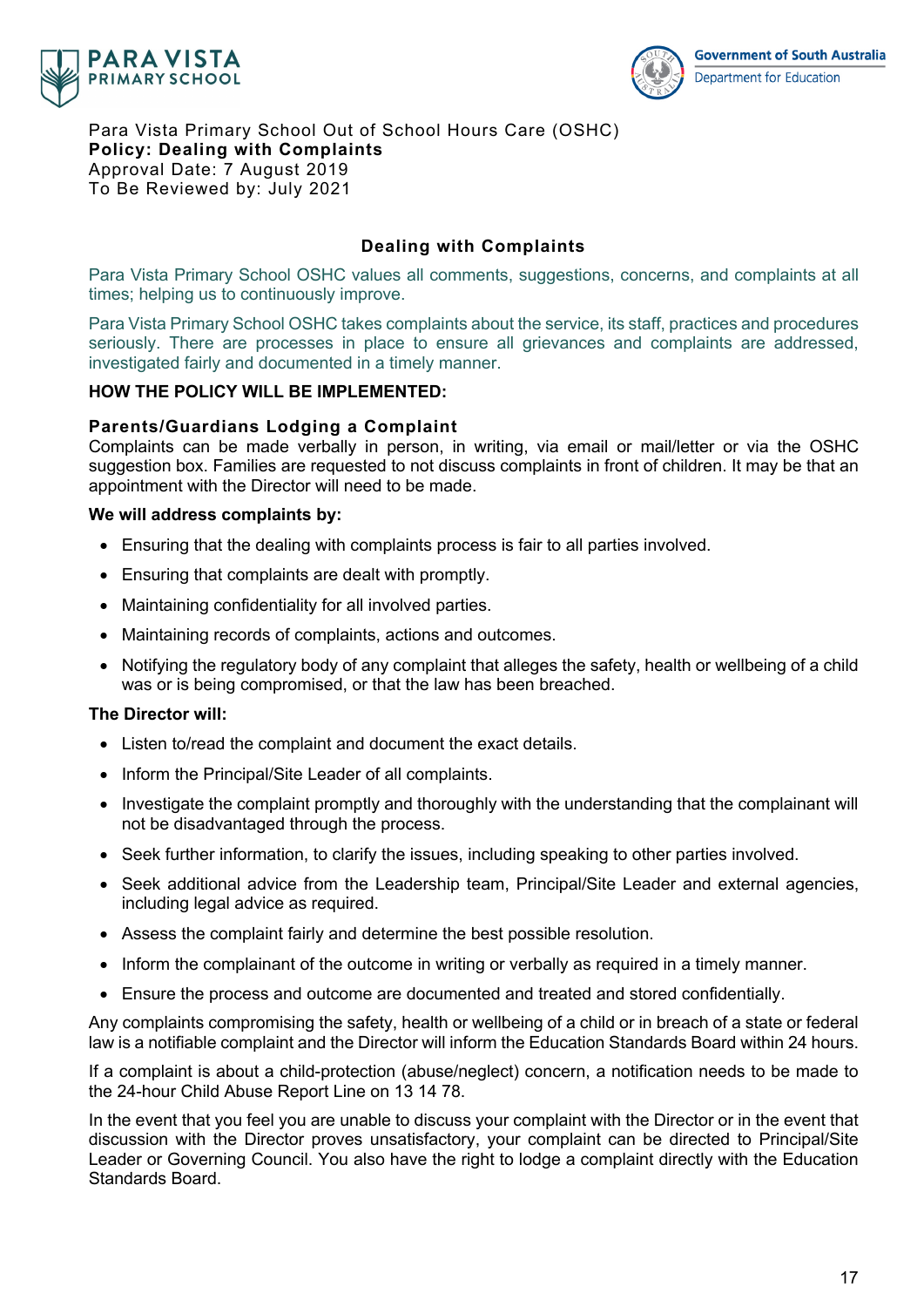Para Vista Primary School Out of School Hours Care (OSHC)
**Policy: Dealing with Complaints**
Approval Date: 7 August 2019
To Be Reviewed by: July 2021

## Dealing with Complaints

Para Vista Primary School OSHC values all comments, suggestions, concerns, and complaints at all times; helping us to continuously improve.

Para Vista Primary School OSHC takes complaints about the service, its staff, practices and procedures seriously. There are processes in place to ensure all grievances and complaints are addressed, investigated fairly and documented in a timely manner.

**HOW THE POLICY WILL BE IMPLEMENTED:**

**Parents/Guardians Lodging a Complaint**
Complaints can be made verbally in person, in writing, via email or mail/letter or via the OSHC suggestion box. Families are requested to not discuss complaints in front of children. It may be that an appointment with the Director will need to be made.

**We will address complaints by:**

- Ensuring that the dealing with complaints process is fair to all parties involved.
- Ensuring that complaints are dealt with promptly.
- Maintaining confidentiality for all involved parties.
- Maintaining records of complaints, actions and outcomes.
- Notifying the regulatory body of any complaint that alleges the safety, health or wellbeing of a child was or is being compromised, or that the law has been breached.

**The Director will:**

- Listen to/read the complaint and document the exact details.
- Inform the Principal/Site Leader of all complaints.
- Investigate the complaint promptly and thoroughly with the understanding that the complainant will not be disadvantaged through the process.
- Seek further information, to clarify the issues, including speaking to other parties involved.
- Seek additional advice from the Leadership team, Principal/Site Leader and external agencies, including legal advice as required.
- Assess the complaint fairly and determine the best possible resolution.
- Inform the complainant of the outcome in writing or verbally as required in a timely manner.
- Ensure the process and outcome are documented and treated and stored confidentially.

Any complaints compromising the safety, health or wellbeing of a child or in breach of a state or federal law is a notifiable complaint and the Director will inform the Education Standards Board within 24 hours.

If a complaint is about a child-protection (abuse/neglect) concern, a notification needs to be made to the 24-hour Child Abuse Report Line on 13 14 78.

In the event that you feel you are unable to discuss your complaint with the Director or in the event that discussion with the Director proves unsatisfactory, your complaint can be directed to Principal/Site Leader or Governing Council. You also have the right to lodge a complaint directly with the Education Standards Board.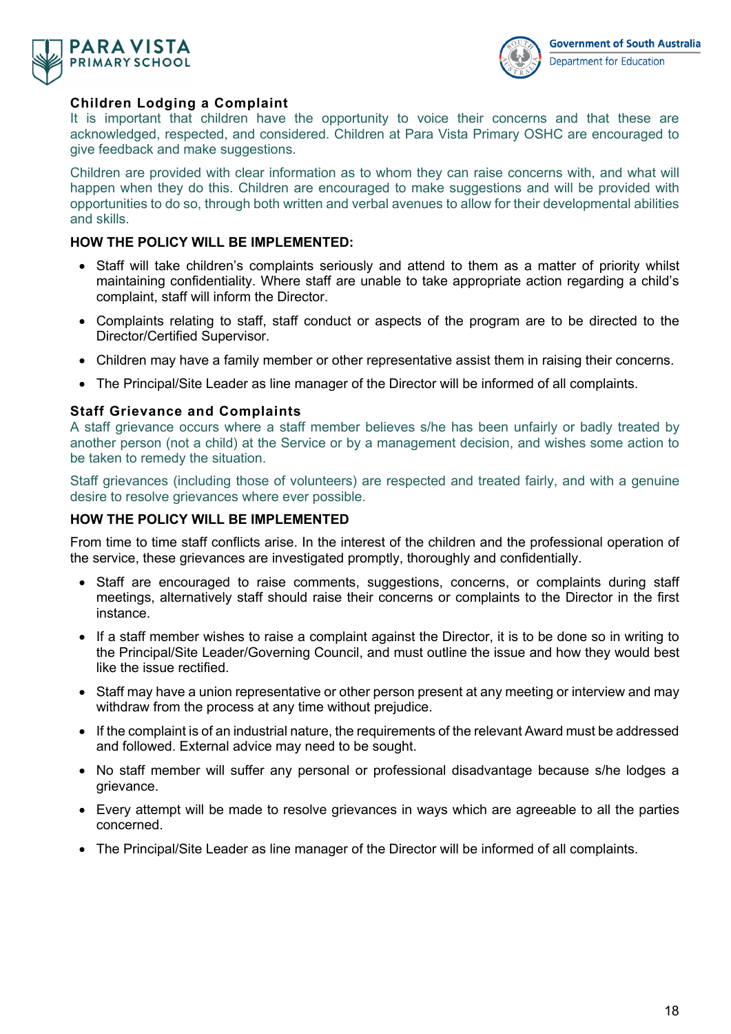### Children Lodging a Complaint

It is important that children have the opportunity to voice their concerns and that these are acknowledged, respected, and considered. Children at Para Vista Primary OSHC are encouraged to give feedback and make suggestions.

Children are provided with clear information as to whom they can raise concerns with, and what will happen when they do this. Children are encouraged to make suggestions and will be provided with opportunities to do so, through both written and verbal avenues to allow for their developmental abilities and skills.

**HOW THE POLICY WILL BE IMPLEMENTED:**

- Staff will take children's complaints seriously and attend to them as a matter of priority whilst maintaining confidentiality. Where staff are unable to take appropriate action regarding a child's complaint, staff will inform the Director.
- Complaints relating to staff, staff conduct or aspects of the program are to be directed to the Director/Certified Supervisor.
- Children may have a family member or other representative assist them in raising their concerns.
- The Principal/Site Leader as line manager of the Director will be informed of all complaints.

### Staff Grievance and Complaints

A staff grievance occurs where a staff member believes s/he has been unfairly or badly treated by another person (not a child) at the Service or by a management decision, and wishes some action to be taken to remedy the situation.

Staff grievances (including those of volunteers) are respected and treated fairly, and with a genuine desire to resolve grievances where ever possible.

**HOW THE POLICY WILL BE IMPLEMENTED**

From time to time staff conflicts arise. In the interest of the children and the professional operation of the service, these grievances are investigated promptly, thoroughly and confidentially.

- Staff are encouraged to raise comments, suggestions, concerns, or complaints during staff meetings, alternatively staff should raise their concerns or complaints to the Director in the first instance.
- If a staff member wishes to raise a complaint against the Director, it is to be done so in writing to the Principal/Site Leader/Governing Council, and must outline the issue and how they would best like the issue rectified.
- Staff may have a union representative or other person present at any meeting or interview and may withdraw from the process at any time without prejudice.
- If the complaint is of an industrial nature, the requirements of the relevant Award must be addressed and followed. External advice may need to be sought.
- No staff member will suffer any personal or professional disadvantage because s/he lodges a grievance.
- Every attempt will be made to resolve grievances in ways which are agreeable to all the parties concerned.
- The Principal/Site Leader as line manager of the Director will be informed of all complaints.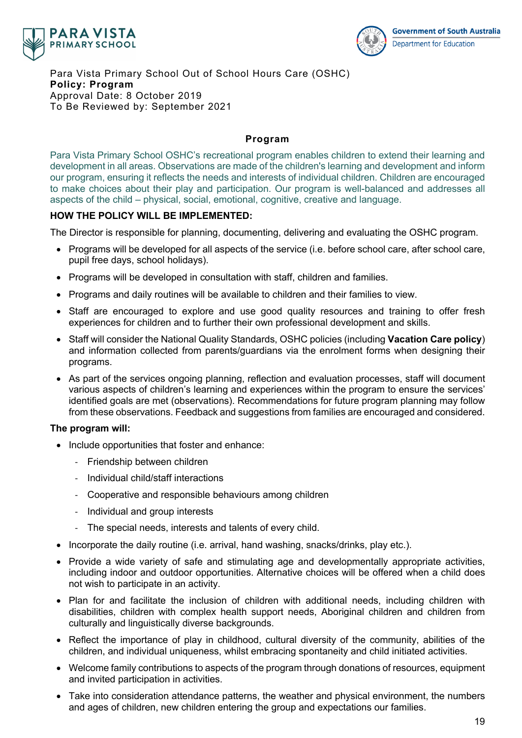Para Vista Primary School Out of School Hours Care (OSHC)
**Policy: Program**
Approval Date: 8 October 2019
To Be Reviewed by: September 2021

## Program

Para Vista Primary School OSHC's recreational program enables children to extend their learning and development in all areas. Observations are made of the children's learning and development and inform our program, ensuring it reflects the needs and interests of individual children. Children are encouraged to make choices about their play and participation. Our program is well-balanced and addresses all aspects of the child – physical, social, emotional, cognitive, creative and language.

**HOW THE POLICY WILL BE IMPLEMENTED:**

The Director is responsible for planning, documenting, delivering and evaluating the OSHC program.

- Programs will be developed for all aspects of the service (i.e. before school care, after school care, pupil free days, school holidays).
- Programs will be developed in consultation with staff, children and families.
- Programs and daily routines will be available to children and their families to view.
- Staff are encouraged to explore and use good quality resources and training to offer fresh experiences for children and to further their own professional development and skills.
- Staff will consider the National Quality Standards, OSHC policies (including **Vacation Care policy**) and information collected from parents/guardians via the enrolment forms when designing their programs.
- As part of the services ongoing planning, reflection and evaluation processes, staff will document various aspects of children's learning and experiences within the program to ensure the services' identified goals are met (observations). Recommendations for future program planning may follow from these observations. Feedback and suggestions from families are encouraged and considered.

**The program will:**

- Include opportunities that foster and enhance:
  - Friendship between children
  - Individual child/staff interactions
  - Cooperative and responsible behaviours among children
  - Individual and group interests
  - The special needs, interests and talents of every child.
- Incorporate the daily routine (i.e. arrival, hand washing, snacks/drinks, play etc.).
- Provide a wide variety of safe and stimulating age and developmentally appropriate activities, including indoor and outdoor opportunities. Alternative choices will be offered when a child does not wish to participate in an activity.
- Plan for and facilitate the inclusion of children with additional needs, including children with disabilities, children with complex health support needs, Aboriginal children and children from culturally and linguistically diverse backgrounds.
- Reflect the importance of play in childhood, cultural diversity of the community, abilities of the children, and individual uniqueness, whilst embracing spontaneity and child initiated activities.
- Welcome family contributions to aspects of the program through donations of resources, equipment and invited participation in activities.
- Take into consideration attendance patterns, the weather and physical environment, the numbers and ages of children, new children entering the group and expectations our families.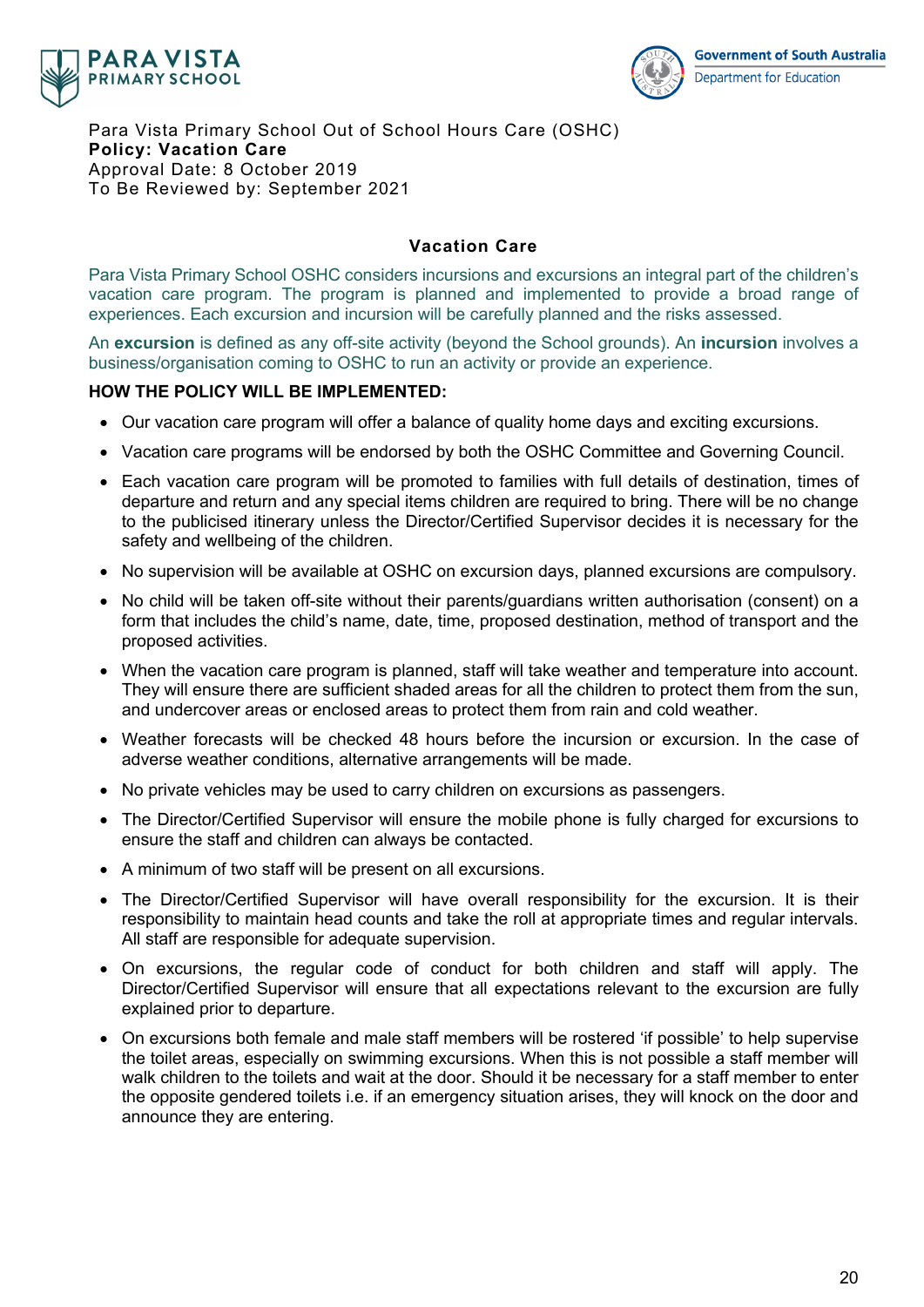Para Vista Primary School Out of School Hours Care (OSHC)
**Policy: Vacation Care**
Approval Date: 8 October 2019
To Be Reviewed by: September 2021

## Vacation Care

Para Vista Primary School OSHC considers incursions and excursions an integral part of the children's vacation care program. The program is planned and implemented to provide a broad range of experiences. Each excursion and incursion will be carefully planned and the risks assessed.

An **excursion** is defined as any off-site activity (beyond the School grounds). An **incursion** involves a business/organisation coming to OSHC to run an activity or provide an experience.

**HOW THE POLICY WILL BE IMPLEMENTED:**

- Our vacation care program will offer a balance of quality home days and exciting excursions.
- Vacation care programs will be endorsed by both the OSHC Committee and Governing Council.
- Each vacation care program will be promoted to families with full details of destination, times of departure and return and any special items children are required to bring. There will be no change to the publicised itinerary unless the Director/Certified Supervisor decides it is necessary for the safety and wellbeing of the children.
- No supervision will be available at OSHC on excursion days, planned excursions are compulsory.
- No child will be taken off-site without their parents/guardians written authorisation (consent) on a form that includes the child's name, date, time, proposed destination, method of transport and the proposed activities.
- When the vacation care program is planned, staff will take weather and temperature into account. They will ensure there are sufficient shaded areas for all the children to protect them from the sun, and undercover areas or enclosed areas to protect them from rain and cold weather.
- Weather forecasts will be checked 48 hours before the incursion or excursion. In the case of adverse weather conditions, alternative arrangements will be made.
- No private vehicles may be used to carry children on excursions as passengers.
- The Director/Certified Supervisor will ensure the mobile phone is fully charged for excursions to ensure the staff and children can always be contacted.
- A minimum of two staff will be present on all excursions.
- The Director/Certified Supervisor will have overall responsibility for the excursion. It is their responsibility to maintain head counts and take the roll at appropriate times and regular intervals. All staff are responsible for adequate supervision.
- On excursions, the regular code of conduct for both children and staff will apply. The Director/Certified Supervisor will ensure that all expectations relevant to the excursion are fully explained prior to departure.
- On excursions both female and male staff members will be rostered 'if possible' to help supervise the toilet areas, especially on swimming excursions. When this is not possible a staff member will walk children to the toilets and wait at the door. Should it be necessary for a staff member to enter the opposite gendered toilets i.e. if an emergency situation arises, they will knock on the door and announce they are entering.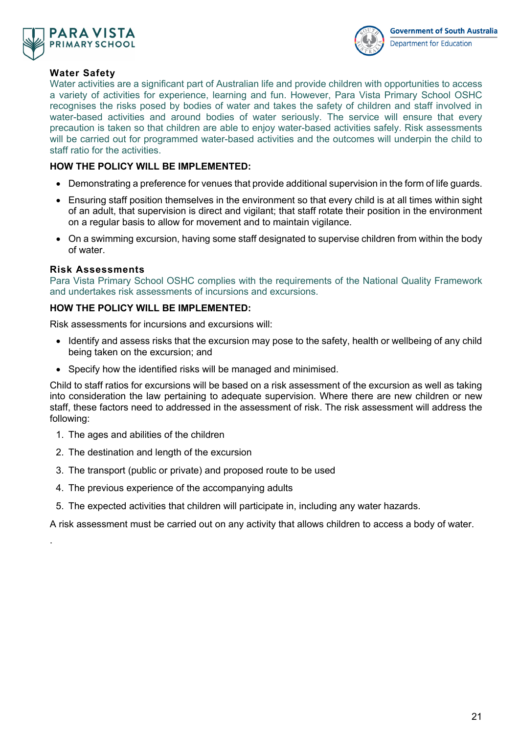### Water Safety

Water activities are a significant part of Australian life and provide children with opportunities to access a variety of activities for experience, learning and fun. However, Para Vista Primary School OSHC recognises the risks posed by bodies of water and takes the safety of children and staff involved in water-based activities and around bodies of water seriously. The service will ensure that every precaution is taken so that children are able to enjoy water-based activities safely. Risk assessments will be carried out for programmed water-based activities and the outcomes will underpin the child to staff ratio for the activities.

**HOW THE POLICY WILL BE IMPLEMENTED:**

- Demonstrating a preference for venues that provide additional supervision in the form of life guards.
- Ensuring staff position themselves in the environment so that every child is at all times within sight of an adult, that supervision is direct and vigilant; that staff rotate their position in the environment on a regular basis to allow for movement and to maintain vigilance.
- On a swimming excursion, having some staff designated to supervise children from within the body of water.

### Risk Assessments

Para Vista Primary School OSHC complies with the requirements of the National Quality Framework and undertakes risk assessments of incursions and excursions.

**HOW THE POLICY WILL BE IMPLEMENTED:**

Risk assessments for incursions and excursions will:

- Identify and assess risks that the excursion may pose to the safety, health or wellbeing of any child being taken on the excursion; and
- Specify how the identified risks will be managed and minimised.

Child to staff ratios for excursions will be based on a risk assessment of the excursion as well as taking into consideration the law pertaining to adequate supervision. Where there are new children or new staff, these factors need to addressed in the assessment of risk. The risk assessment will address the following:

1. The ages and abilities of the children
2. The destination and length of the excursion
3. The transport (public or private) and proposed route to be used
4. The previous experience of the accompanying adults
5. The expected activities that children will participate in, including any water hazards.

A risk assessment must be carried out on any activity that allows children to access a body of water.

.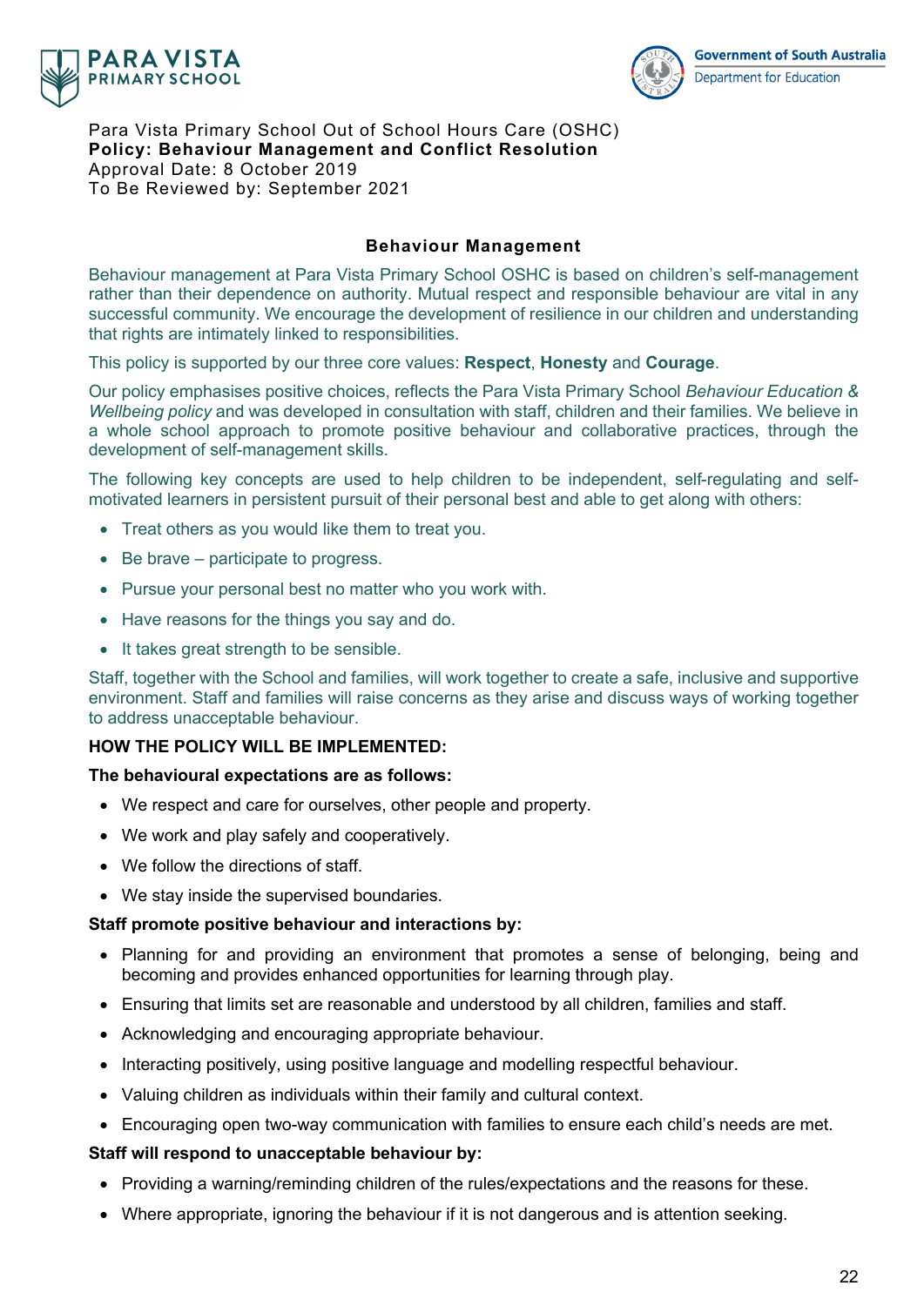Para Vista Primary School Out of School Hours Care (OSHC)
**Policy: Behaviour Management and Conflict Resolution**
Approval Date: 8 October 2019
To Be Reviewed by: September 2021

## Behaviour Management

Behaviour management at Para Vista Primary School OSHC is based on children's self-management rather than their dependence on authority. Mutual respect and responsible behaviour are vital in any successful community. We encourage the development of resilience in our children and understanding that rights are intimately linked to responsibilities.

This policy is supported by our three core values: **Respect**, **Honesty** and **Courage**.

Our policy emphasises positive choices, reflects the Para Vista Primary School *Behaviour Education & Wellbeing policy* and was developed in consultation with staff, children and their families. We believe in a whole school approach to promote positive behaviour and collaborative practices, through the development of self-management skills.

The following key concepts are used to help children to be independent, self-regulating and self-motivated learners in persistent pursuit of their personal best and able to get along with others:

- Treat others as you would like them to treat you.
- Be brave – participate to progress.
- Pursue your personal best no matter who you work with.
- Have reasons for the things you say and do.
- It takes great strength to be sensible.

Staff, together with the School and families, will work together to create a safe, inclusive and supportive environment. Staff and families will raise concerns as they arise and discuss ways of working together to address unacceptable behaviour.

**HOW THE POLICY WILL BE IMPLEMENTED:**

**The behavioural expectations are as follows:**

- We respect and care for ourselves, other people and property.
- We work and play safely and cooperatively.
- We follow the directions of staff.
- We stay inside the supervised boundaries.

**Staff promote positive behaviour and interactions by:**

- Planning for and providing an environment that promotes a sense of belonging, being and becoming and provides enhanced opportunities for learning through play.
- Ensuring that limits set are reasonable and understood by all children, families and staff.
- Acknowledging and encouraging appropriate behaviour.
- Interacting positively, using positive language and modelling respectful behaviour.
- Valuing children as individuals within their family and cultural context.
- Encouraging open two-way communication with families to ensure each child's needs are met.

**Staff will respond to unacceptable behaviour by:**

- Providing a warning/reminding children of the rules/expectations and the reasons for these.
- Where appropriate, ignoring the behaviour if it is not dangerous and is attention seeking.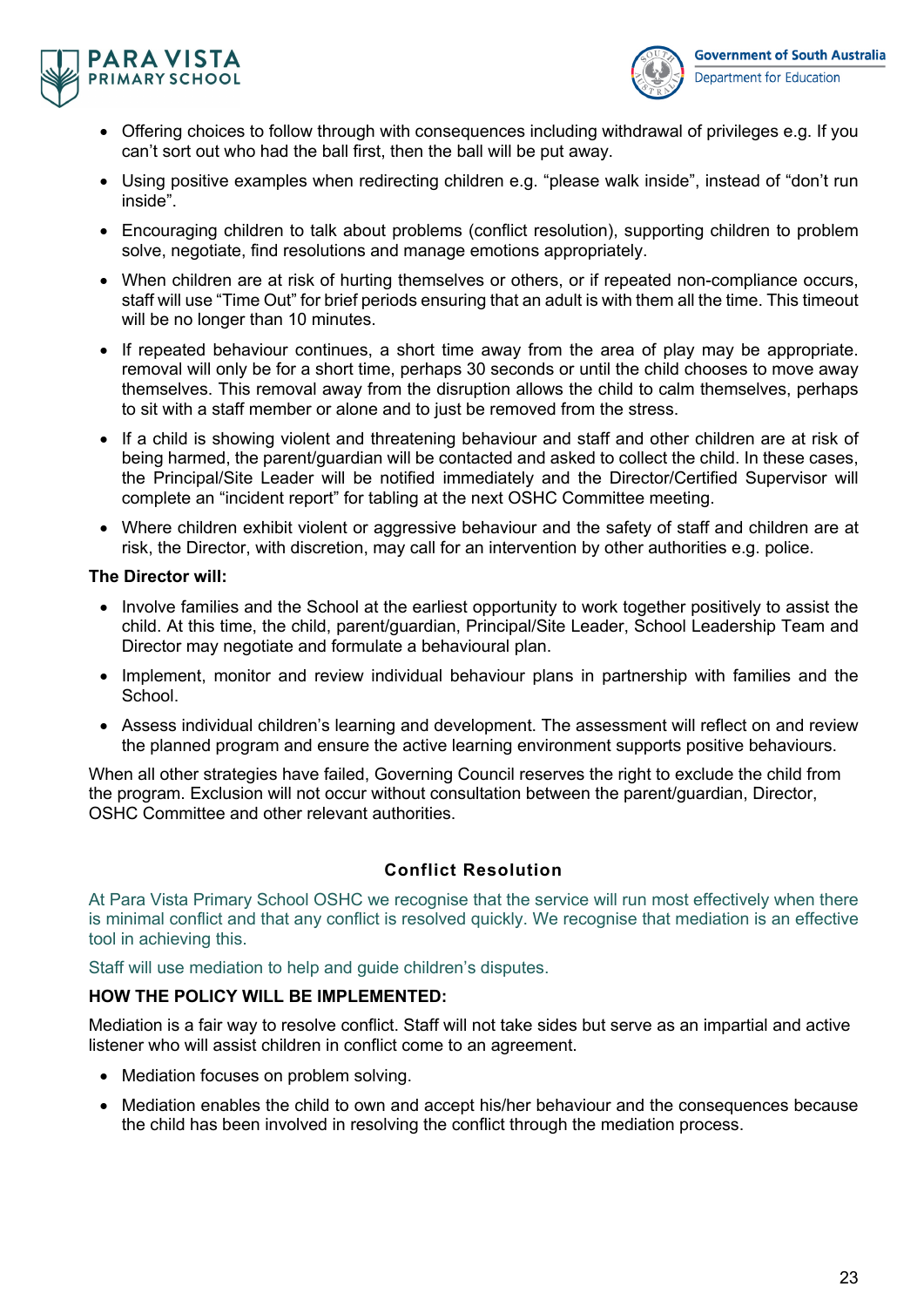- Offering choices to follow through with consequences including withdrawal of privileges e.g. If you can't sort out who had the ball first, then the ball will be put away.
- Using positive examples when redirecting children e.g. "please walk inside", instead of "don't run inside".
- Encouraging children to talk about problems (conflict resolution), supporting children to problem solve, negotiate, find resolutions and manage emotions appropriately.
- When children are at risk of hurting themselves or others, or if repeated non-compliance occurs, staff will use "Time Out" for brief periods ensuring that an adult is with them all the time. This timeout will be no longer than 10 minutes.
- If repeated behaviour continues, a short time away from the area of play may be appropriate. removal will only be for a short time, perhaps 30 seconds or until the child chooses to move away themselves. This removal away from the disruption allows the child to calm themselves, perhaps to sit with a staff member or alone and to just be removed from the stress.
- If a child is showing violent and threatening behaviour and staff and other children are at risk of being harmed, the parent/guardian will be contacted and asked to collect the child. In these cases, the Principal/Site Leader will be notified immediately and the Director/Certified Supervisor will complete an "incident report" for tabling at the next OSHC Committee meeting.
- Where children exhibit violent or aggressive behaviour and the safety of staff and children are at risk, the Director, with discretion, may call for an intervention by other authorities e.g. police.

**The Director will:**

- Involve families and the School at the earliest opportunity to work together positively to assist the child. At this time, the child, parent/guardian, Principal/Site Leader, School Leadership Team and Director may negotiate and formulate a behavioural plan.
- Implement, monitor and review individual behaviour plans in partnership with families and the School.
- Assess individual children's learning and development. The assessment will reflect on and review the planned program and ensure the active learning environment supports positive behaviours.

When all other strategies have failed, Governing Council reserves the right to exclude the child from the program. Exclusion will not occur without consultation between the parent/guardian, Director, OSHC Committee and other relevant authorities.

## Conflict Resolution

At Para Vista Primary School OSHC we recognise that the service will run most effectively when there is minimal conflict and that any conflict is resolved quickly. We recognise that mediation is an effective tool in achieving this.

Staff will use mediation to help and guide children's disputes.

**HOW THE POLICY WILL BE IMPLEMENTED:**

Mediation is a fair way to resolve conflict. Staff will not take sides but serve as an impartial and active listener who will assist children in conflict come to an agreement.

- Mediation focuses on problem solving.
- Mediation enables the child to own and accept his/her behaviour and the consequences because the child has been involved in resolving the conflict through the mediation process.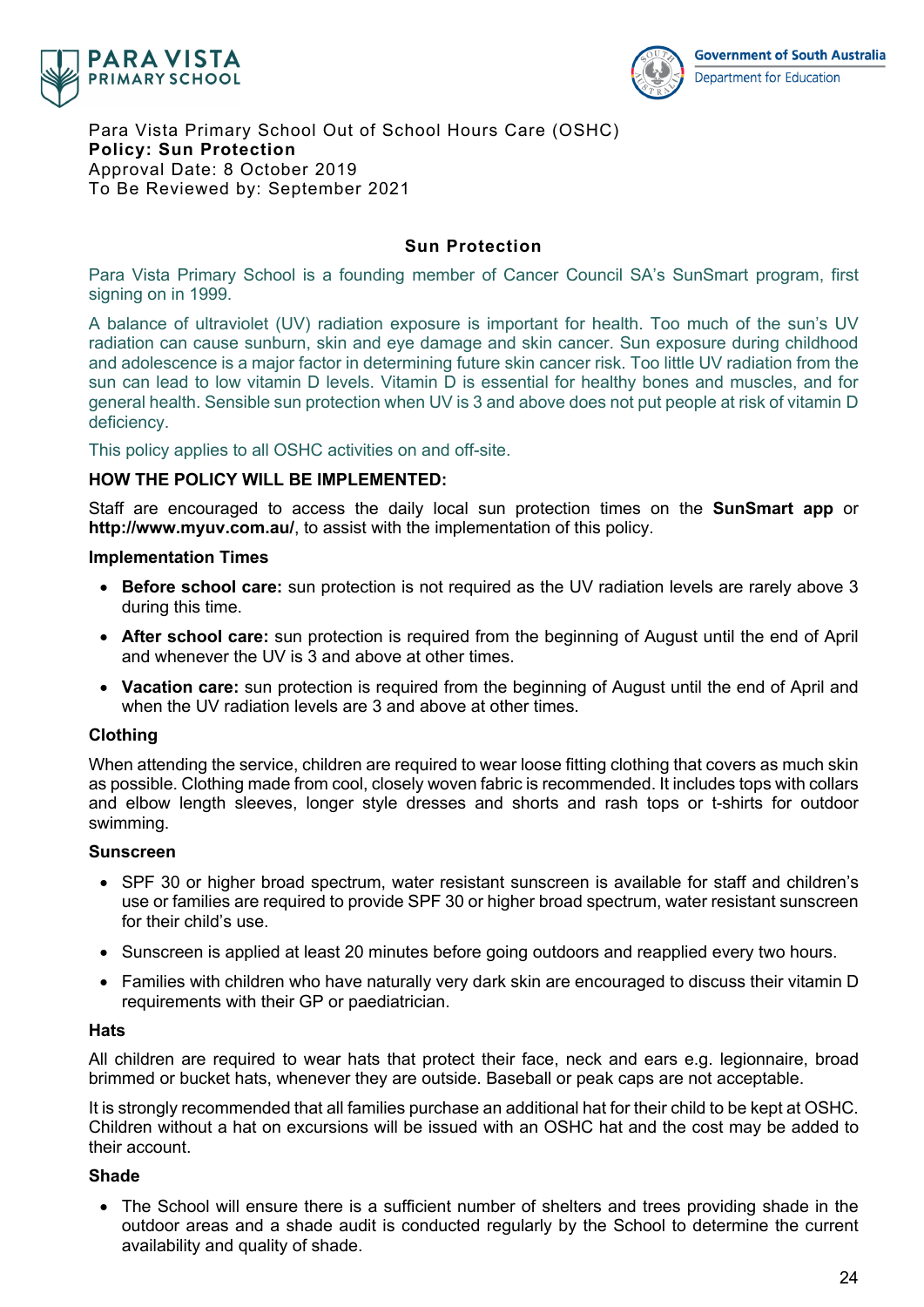Para Vista Primary School Out of School Hours Care (OSHC)
**Policy: Sun Protection**
Approval Date: 8 October 2019
To Be Reviewed by: September 2021

## Sun Protection

Para Vista Primary School is a founding member of Cancer Council SA's SunSmart program, first signing on in 1999.

A balance of ultraviolet (UV) radiation exposure is important for health. Too much of the sun's UV radiation can cause sunburn, skin and eye damage and skin cancer. Sun exposure during childhood and adolescence is a major factor in determining future skin cancer risk. Too little UV radiation from the sun can lead to low vitamin D levels. Vitamin D is essential for healthy bones and muscles, and for general health. Sensible sun protection when UV is 3 and above does not put people at risk of vitamin D deficiency.

This policy applies to all OSHC activities on and off-site.

### HOW THE POLICY WILL BE IMPLEMENTED:

Staff are encouraged to access the daily local sun protection times on the **SunSmart app** or **http://www.myuv.com.au/**, to assist with the implementation of this policy.

#### Implementation Times

- **Before school care:** sun protection is not required as the UV radiation levels are rarely above 3 during this time.
- **After school care:** sun protection is required from the beginning of August until the end of April and whenever the UV is 3 and above at other times.
- **Vacation care:** sun protection is required from the beginning of August until the end of April and when the UV radiation levels are 3 and above at other times.

#### Clothing

When attending the service, children are required to wear loose fitting clothing that covers as much skin as possible. Clothing made from cool, closely woven fabric is recommended. It includes tops with collars and elbow length sleeves, longer style dresses and shorts and rash tops or t-shirts for outdoor swimming.

#### Sunscreen

- SPF 30 or higher broad spectrum, water resistant sunscreen is available for staff and children's use or families are required to provide SPF 30 or higher broad spectrum, water resistant sunscreen for their child's use.
- Sunscreen is applied at least 20 minutes before going outdoors and reapplied every two hours.
- Families with children who have naturally very dark skin are encouraged to discuss their vitamin D requirements with their GP or paediatrician.

#### Hats

All children are required to wear hats that protect their face, neck and ears e.g. legionnaire, broad brimmed or bucket hats, whenever they are outside. Baseball or peak caps are not acceptable.

It is strongly recommended that all families purchase an additional hat for their child to be kept at OSHC. Children without a hat on excursions will be issued with an OSHC hat and the cost may be added to their account.

#### Shade

- The School will ensure there is a sufficient number of shelters and trees providing shade in the outdoor areas and a shade audit is conducted regularly by the School to determine the current availability and quality of shade.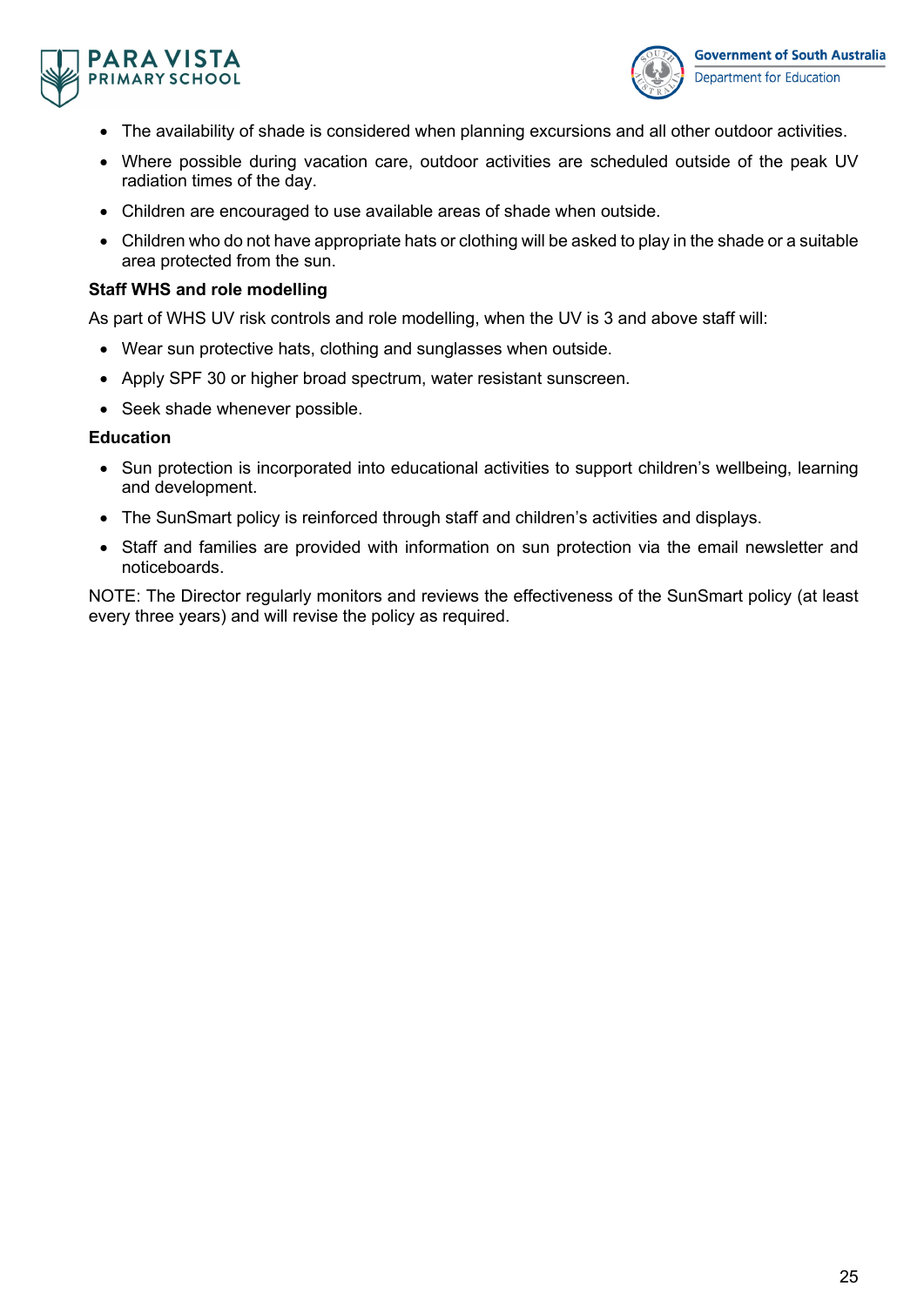- The availability of shade is considered when planning excursions and all other outdoor activities.
- Where possible during vacation care, outdoor activities are scheduled outside of the peak UV radiation times of the day.
- Children are encouraged to use available areas of shade when outside.
- Children who do not have appropriate hats or clothing will be asked to play in the shade or a suitable area protected from the sun.

**Staff WHS and role modelling**

As part of WHS UV risk controls and role modelling, when the UV is 3 and above staff will:

- Wear sun protective hats, clothing and sunglasses when outside.
- Apply SPF 30 or higher broad spectrum, water resistant sunscreen.
- Seek shade whenever possible.

**Education**

- Sun protection is incorporated into educational activities to support children's wellbeing, learning and development.
- The SunSmart policy is reinforced through staff and children's activities and displays.
- Staff and families are provided with information on sun protection via the email newsletter and noticeboards.

NOTE: The Director regularly monitors and reviews the effectiveness of the SunSmart policy (at least every three years) and will revise the policy as required.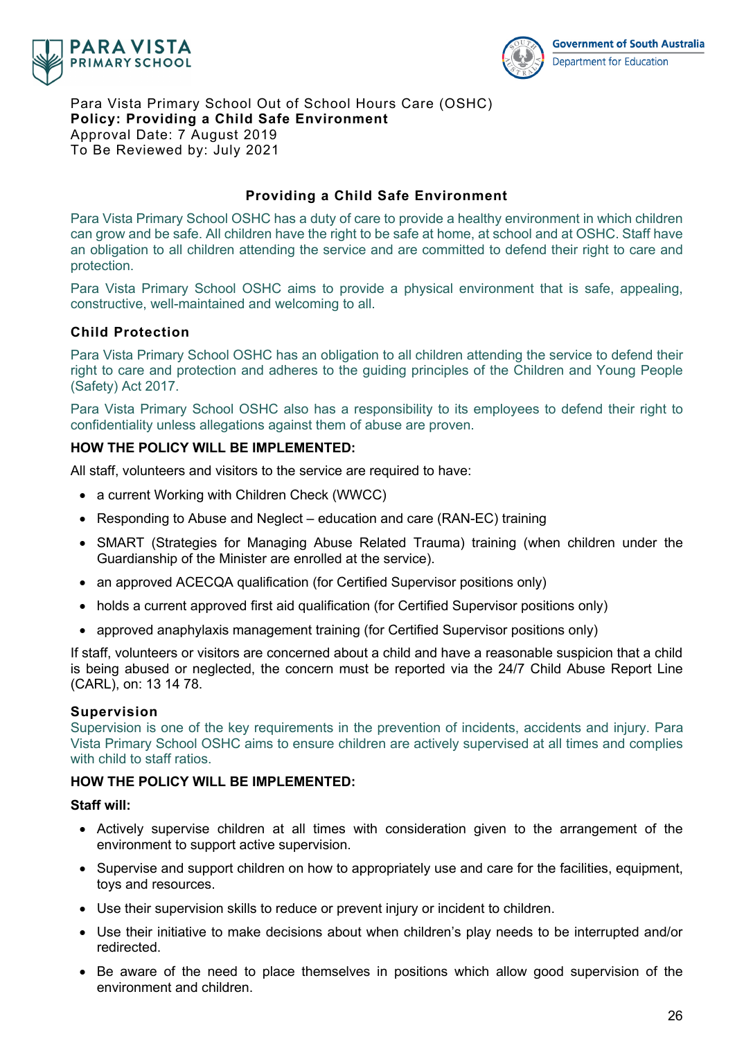Para Vista Primary School Out of School Hours Care (OSHC)
**Policy: Providing a Child Safe Environment**
Approval Date: 7 August 2019
To Be Reviewed by: July 2021

## Providing a Child Safe Environment

Para Vista Primary School OSHC has a duty of care to provide a healthy environment in which children can grow and be safe. All children have the right to be safe at home, at school and at OSHC. Staff have an obligation to all children attending the service and are committed to defend their right to care and protection.

Para Vista Primary School OSHC aims to provide a physical environment that is safe, appealing, constructive, well-maintained and welcoming to all.

### Child Protection

Para Vista Primary School OSHC has an obligation to all children attending the service to defend their right to care and protection and adheres to the guiding principles of the Children and Young People (Safety) Act 2017.

Para Vista Primary School OSHC also has a responsibility to its employees to defend their right to confidentiality unless allegations against them of abuse are proven.

**HOW THE POLICY WILL BE IMPLEMENTED:**

All staff, volunteers and visitors to the service are required to have:

- a current Working with Children Check (WWCC)
- Responding to Abuse and Neglect – education and care (RAN-EC) training
- SMART (Strategies for Managing Abuse Related Trauma) training (when children under the Guardianship of the Minister are enrolled at the service).
- an approved ACECQA qualification (for Certified Supervisor positions only)
- holds a current approved first aid qualification (for Certified Supervisor positions only)
- approved anaphylaxis management training (for Certified Supervisor positions only)

If staff, volunteers or visitors are concerned about a child and have a reasonable suspicion that a child is being abused or neglected, the concern must be reported via the 24/7 Child Abuse Report Line (CARL), on: 13 14 78.

### Supervision

Supervision is one of the key requirements in the prevention of incidents, accidents and injury. Para Vista Primary School OSHC aims to ensure children are actively supervised at all times and complies with child to staff ratios.

**HOW THE POLICY WILL BE IMPLEMENTED:**

**Staff will:**

- Actively supervise children at all times with consideration given to the arrangement of the environment to support active supervision.
- Supervise and support children on how to appropriately use and care for the facilities, equipment, toys and resources.
- Use their supervision skills to reduce or prevent injury or incident to children.
- Use their initiative to make decisions about when children's play needs to be interrupted and/or redirected.
- Be aware of the need to place themselves in positions which allow good supervision of the environment and children.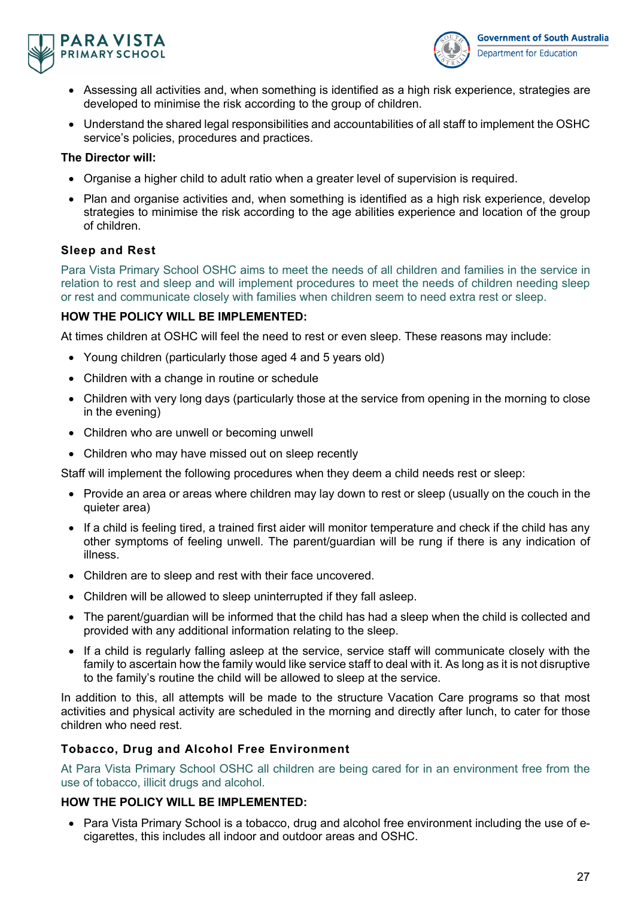- Assessing all activities and, when something is identified as a high risk experience, strategies are developed to minimise the risk according to the group of children.
- Understand the shared legal responsibilities and accountabilities of all staff to implement the OSHC service's policies, procedures and practices.

**The Director will:**

- Organise a higher child to adult ratio when a greater level of supervision is required.
- Plan and organise activities and, when something is identified as a high risk experience, develop strategies to minimise the risk according to the age abilities experience and location of the group of children.

### Sleep and Rest

Para Vista Primary School OSHC aims to meet the needs of all children and families in the service in relation to rest and sleep and will implement procedures to meet the needs of children needing sleep or rest and communicate closely with families when children seem to need extra rest or sleep.

**HOW THE POLICY WILL BE IMPLEMENTED:**

At times children at OSHC will feel the need to rest or even sleep. These reasons may include:

- Young children (particularly those aged 4 and 5 years old)
- Children with a change in routine or schedule
- Children with very long days (particularly those at the service from opening in the morning to close in the evening)
- Children who are unwell or becoming unwell
- Children who may have missed out on sleep recently

Staff will implement the following procedures when they deem a child needs rest or sleep:

- Provide an area or areas where children may lay down to rest or sleep (usually on the couch in the quieter area)
- If a child is feeling tired, a trained first aider will monitor temperature and check if the child has any other symptoms of feeling unwell. The parent/guardian will be rung if there is any indication of illness.
- Children are to sleep and rest with their face uncovered.
- Children will be allowed to sleep uninterrupted if they fall asleep.
- The parent/guardian will be informed that the child has had a sleep when the child is collected and provided with any additional information relating to the sleep.
- If a child is regularly falling asleep at the service, service staff will communicate closely with the family to ascertain how the family would like service staff to deal with it. As long as it is not disruptive to the family's routine the child will be allowed to sleep at the service.

In addition to this, all attempts will be made to the structure Vacation Care programs so that most activities and physical activity are scheduled in the morning and directly after lunch, to cater for those children who need rest.

### Tobacco, Drug and Alcohol Free Environment

At Para Vista Primary School OSHC all children are being cared for in an environment free from the use of tobacco, illicit drugs and alcohol.

**HOW THE POLICY WILL BE IMPLEMENTED:**

- Para Vista Primary School is a tobacco, drug and alcohol free environment including the use of e-cigarettes, this includes all indoor and outdoor areas and OSHC.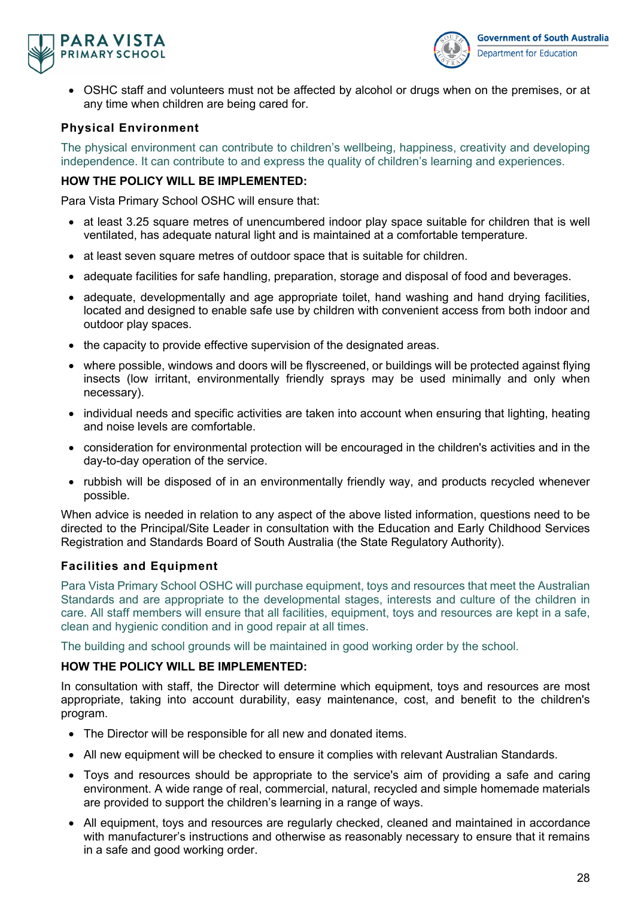- OSHC staff and volunteers must not be affected by alcohol or drugs when on the premises, or at any time when children are being cared for.

### Physical Environment

The physical environment can contribute to children's wellbeing, happiness, creativity and developing independence. It can contribute to and express the quality of children's learning and experiences.

**HOW THE POLICY WILL BE IMPLEMENTED:**

Para Vista Primary School OSHC will ensure that:

- at least 3.25 square metres of unencumbered indoor play space suitable for children that is well ventilated, has adequate natural light and is maintained at a comfortable temperature.
- at least seven square metres of outdoor space that is suitable for children.
- adequate facilities for safe handling, preparation, storage and disposal of food and beverages.
- adequate, developmentally and age appropriate toilet, hand washing and hand drying facilities, located and designed to enable safe use by children with convenient access from both indoor and outdoor play spaces.
- the capacity to provide effective supervision of the designated areas.
- where possible, windows and doors will be flyscreened, or buildings will be protected against flying insects (low irritant, environmentally friendly sprays may be used minimally and only when necessary).
- individual needs and specific activities are taken into account when ensuring that lighting, heating and noise levels are comfortable.
- consideration for environmental protection will be encouraged in the children's activities and in the day-to-day operation of the service.
- rubbish will be disposed of in an environmentally friendly way, and products recycled whenever possible.

When advice is needed in relation to any aspect of the above listed information, questions need to be directed to the Principal/Site Leader in consultation with the Education and Early Childhood Services Registration and Standards Board of South Australia (the State Regulatory Authority).

### Facilities and Equipment

Para Vista Primary School OSHC will purchase equipment, toys and resources that meet the Australian Standards and are appropriate to the developmental stages, interests and culture of the children in care. All staff members will ensure that all facilities, equipment, toys and resources are kept in a safe, clean and hygienic condition and in good repair at all times.

The building and school grounds will be maintained in good working order by the school.

**HOW THE POLICY WILL BE IMPLEMENTED:**

In consultation with staff, the Director will determine which equipment, toys and resources are most appropriate, taking into account durability, easy maintenance, cost, and benefit to the children's program.

- The Director will be responsible for all new and donated items.
- All new equipment will be checked to ensure it complies with relevant Australian Standards.
- Toys and resources should be appropriate to the service's aim of providing a safe and caring environment. A wide range of real, commercial, natural, recycled and simple homemade materials are provided to support the children's learning in a range of ways.
- All equipment, toys and resources are regularly checked, cleaned and maintained in accordance with manufacturer's instructions and otherwise as reasonably necessary to ensure that it remains in a safe and good working order.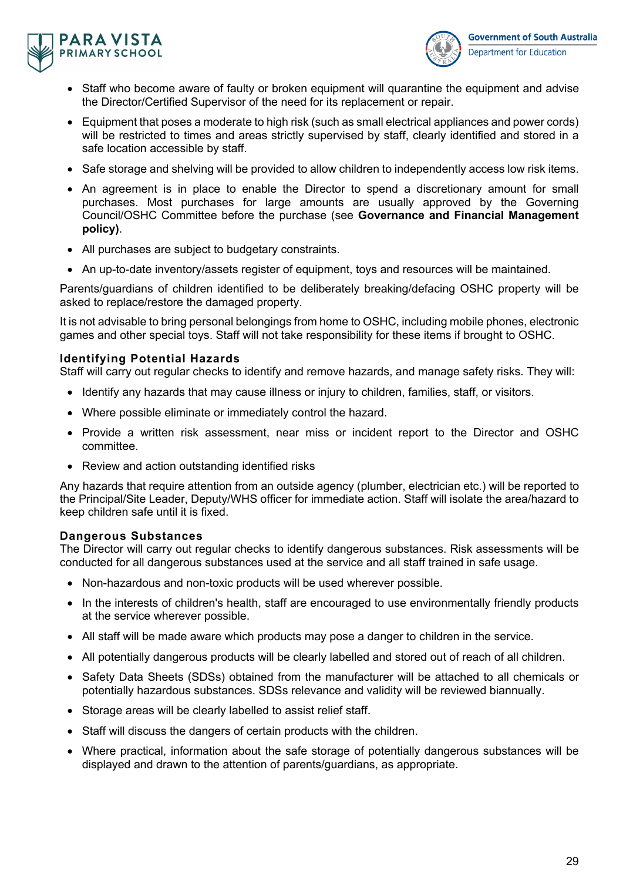- Staff who become aware of faulty or broken equipment will quarantine the equipment and advise the Director/Certified Supervisor of the need for its replacement or repair.
- Equipment that poses a moderate to high risk (such as small electrical appliances and power cords) will be restricted to times and areas strictly supervised by staff, clearly identified and stored in a safe location accessible by staff.
- Safe storage and shelving will be provided to allow children to independently access low risk items.
- An agreement is in place to enable the Director to spend a discretionary amount for small purchases. Most purchases for large amounts are usually approved by the Governing Council/OSHC Committee before the purchase (see **Governance and Financial Management policy)**.
- All purchases are subject to budgetary constraints.
- An up-to-date inventory/assets register of equipment, toys and resources will be maintained.

Parents/guardians of children identified to be deliberately breaking/defacing OSHC property will be asked to replace/restore the damaged property.

It is not advisable to bring personal belongings from home to OSHC, including mobile phones, electronic games and other special toys. Staff will not take responsibility for these items if brought to OSHC.

### Identifying Potential Hazards

Staff will carry out regular checks to identify and remove hazards, and manage safety risks. They will:

- Identify any hazards that may cause illness or injury to children, families, staff, or visitors.
- Where possible eliminate or immediately control the hazard.
- Provide a written risk assessment, near miss or incident report to the Director and OSHC committee.
- Review and action outstanding identified risks

Any hazards that require attention from an outside agency (plumber, electrician etc.) will be reported to the Principal/Site Leader, Deputy/WHS officer for immediate action. Staff will isolate the area/hazard to keep children safe until it is fixed.

### Dangerous Substances

The Director will carry out regular checks to identify dangerous substances. Risk assessments will be conducted for all dangerous substances used at the service and all staff trained in safe usage.

- Non-hazardous and non-toxic products will be used wherever possible.
- In the interests of children's health, staff are encouraged to use environmentally friendly products at the service wherever possible.
- All staff will be made aware which products may pose a danger to children in the service.
- All potentially dangerous products will be clearly labelled and stored out of reach of all children.
- Safety Data Sheets (SDSs) obtained from the manufacturer will be attached to all chemicals or potentially hazardous substances. SDSs relevance and validity will be reviewed biannually.
- Storage areas will be clearly labelled to assist relief staff.
- Staff will discuss the dangers of certain products with the children.
- Where practical, information about the safe storage of potentially dangerous substances will be displayed and drawn to the attention of parents/guardians, as appropriate.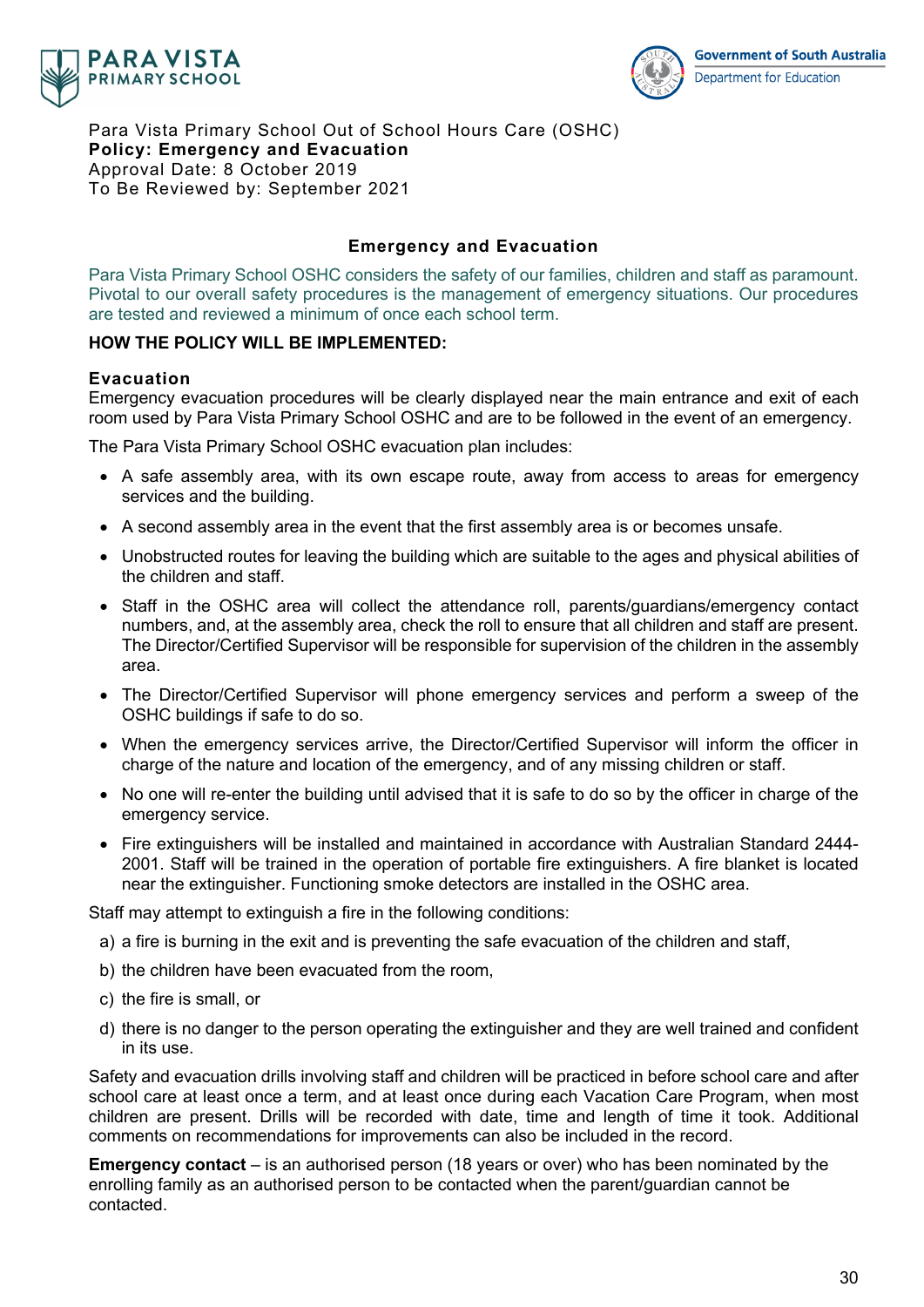Para Vista Primary School Out of School Hours Care (OSHC)
**Policy: Emergency and Evacuation**
Approval Date: 8 October 2019
To Be Reviewed by: September 2021

## Emergency and Evacuation

Para Vista Primary School OSHC considers the safety of our families, children and staff as paramount. Pivotal to our overall safety procedures is the management of emergency situations. Our procedures are tested and reviewed a minimum of once each school term.

**HOW THE POLICY WILL BE IMPLEMENTED:**

### Evacuation

Emergency evacuation procedures will be clearly displayed near the main entrance and exit of each room used by Para Vista Primary School OSHC and are to be followed in the event of an emergency.

The Para Vista Primary School OSHC evacuation plan includes:

- A safe assembly area, with its own escape route, away from access to areas for emergency services and the building.
- A second assembly area in the event that the first assembly area is or becomes unsafe.
- Unobstructed routes for leaving the building which are suitable to the ages and physical abilities of the children and staff.
- Staff in the OSHC area will collect the attendance roll, parents/guardians/emergency contact numbers, and, at the assembly area, check the roll to ensure that all children and staff are present. The Director/Certified Supervisor will be responsible for supervision of the children in the assembly area.
- The Director/Certified Supervisor will phone emergency services and perform a sweep of the OSHC buildings if safe to do so.
- When the emergency services arrive, the Director/Certified Supervisor will inform the officer in charge of the nature and location of the emergency, and of any missing children or staff.
- No one will re-enter the building until advised that it is safe to do so by the officer in charge of the emergency service.
- Fire extinguishers will be installed and maintained in accordance with Australian Standard 2444-2001. Staff will be trained in the operation of portable fire extinguishers. A fire blanket is located near the extinguisher. Functioning smoke detectors are installed in the OSHC area.

Staff may attempt to extinguish a fire in the following conditions:

a) a fire is burning in the exit and is preventing the safe evacuation of the children and staff,

b) the children have been evacuated from the room,

c) the fire is small, or

d) there is no danger to the person operating the extinguisher and they are well trained and confident in its use.

Safety and evacuation drills involving staff and children will be practiced in before school care and after school care at least once a term, and at least once during each Vacation Care Program, when most children are present. Drills will be recorded with date, time and length of time it took. Additional comments on recommendations for improvements can also be included in the record.

**Emergency contact** – is an authorised person (18 years or over) who has been nominated by the enrolling family as an authorised person to be contacted when the parent/guardian cannot be contacted.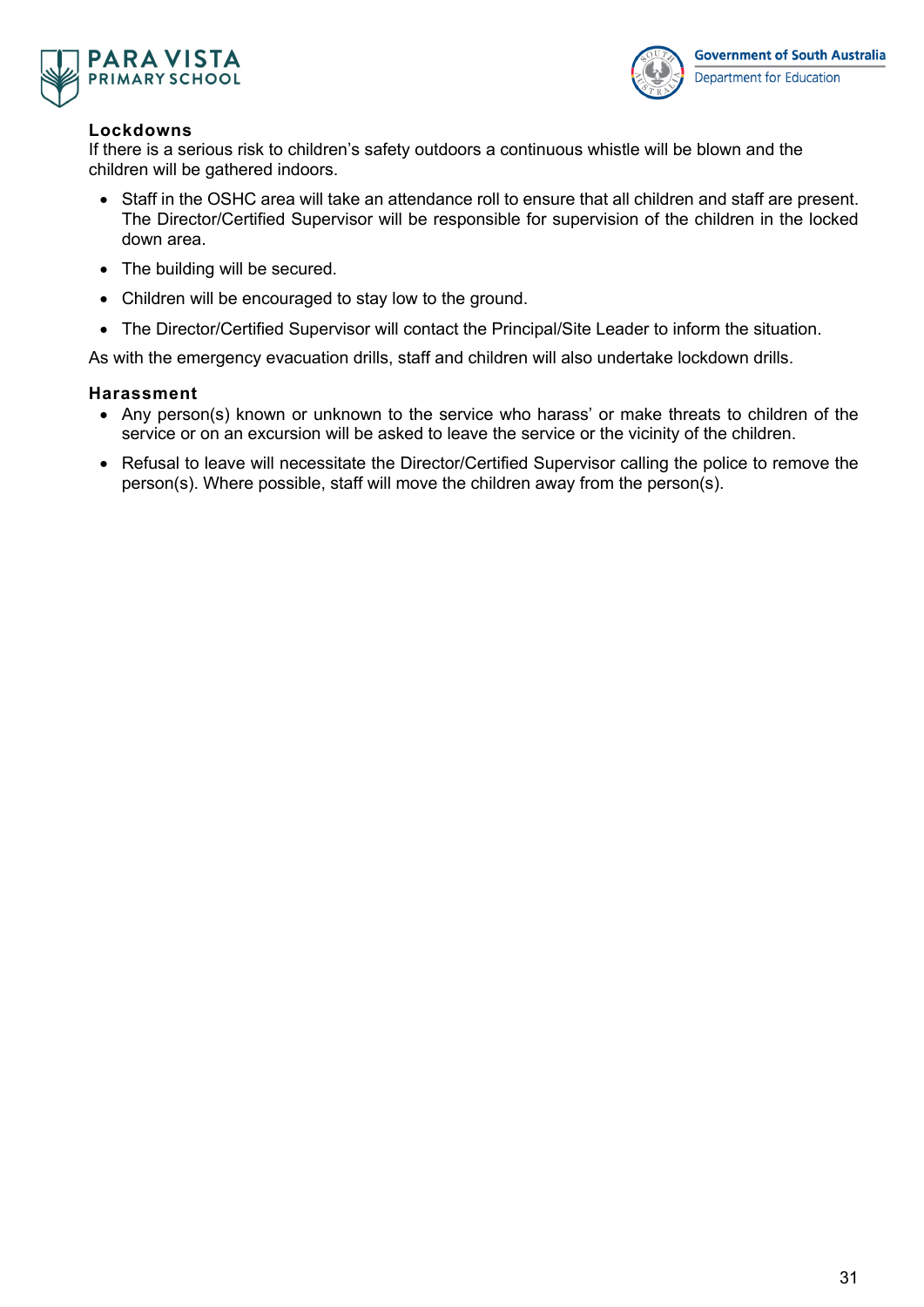### Lockdowns

If there is a serious risk to children's safety outdoors a continuous whistle will be blown and the children will be gathered indoors.

- Staff in the OSHC area will take an attendance roll to ensure that all children and staff are present. The Director/Certified Supervisor will be responsible for supervision of the children in the locked down area.
- The building will be secured.
- Children will be encouraged to stay low to the ground.
- The Director/Certified Supervisor will contact the Principal/Site Leader to inform the situation.

As with the emergency evacuation drills, staff and children will also undertake lockdown drills.

### Harassment

- Any person(s) known or unknown to the service who harass' or make threats to children of the service or on an excursion will be asked to leave the service or the vicinity of the children.
- Refusal to leave will necessitate the Director/Certified Supervisor calling the police to remove the person(s). Where possible, staff will move the children away from the person(s).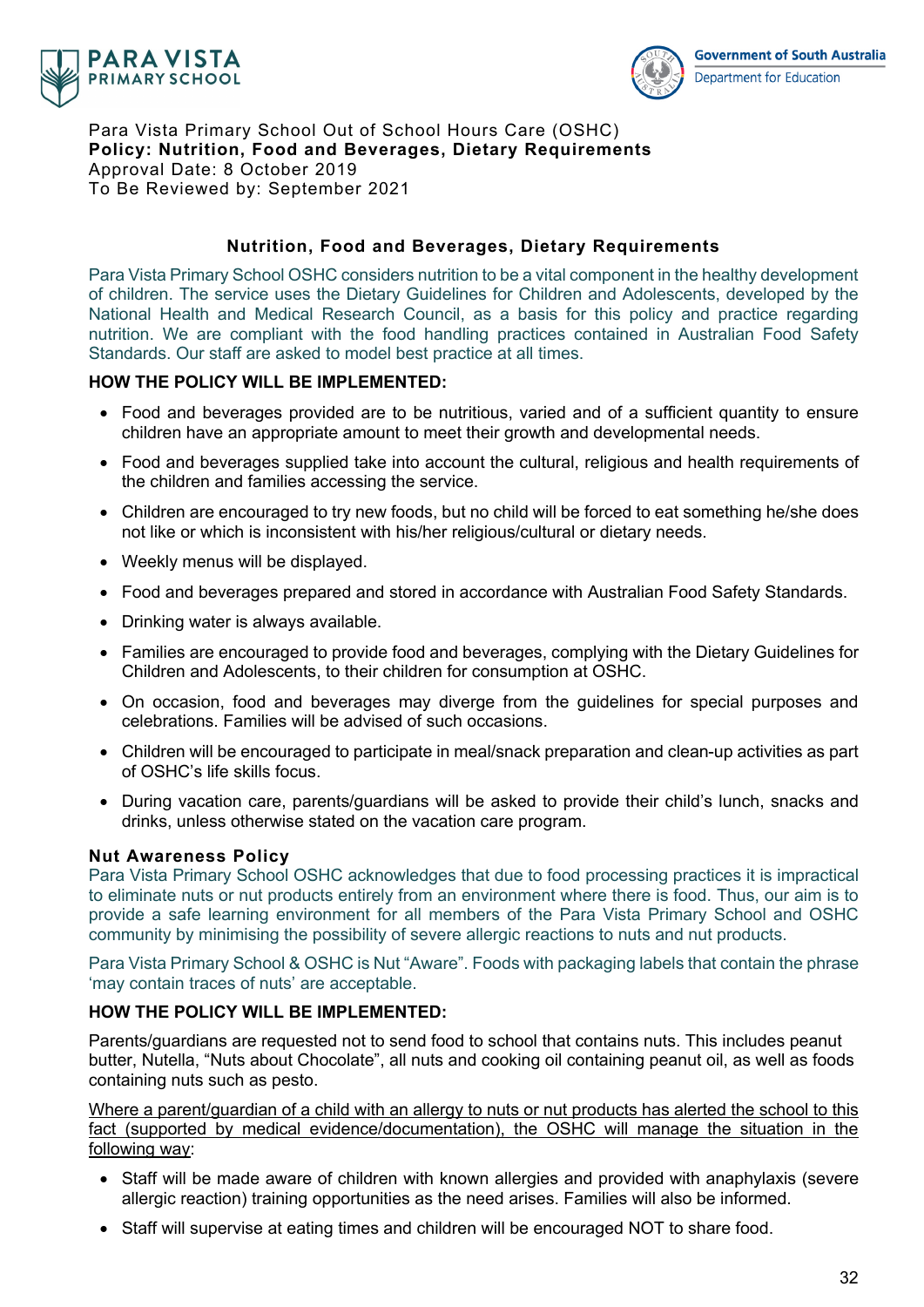Para Vista Primary School Out of School Hours Care (OSHC)
**Policy: Nutrition, Food and Beverages, Dietary Requirements**
Approval Date: 8 October 2019
To Be Reviewed by: September 2021

## Nutrition, Food and Beverages, Dietary Requirements

Para Vista Primary School OSHC considers nutrition to be a vital component in the healthy development of children. The service uses the Dietary Guidelines for Children and Adolescents, developed by the National Health and Medical Research Council, as a basis for this policy and practice regarding nutrition. We are compliant with the food handling practices contained in Australian Food Safety Standards. Our staff are asked to model best practice at all times.

**HOW THE POLICY WILL BE IMPLEMENTED:**

- Food and beverages provided are to be nutritious, varied and of a sufficient quantity to ensure children have an appropriate amount to meet their growth and developmental needs.
- Food and beverages supplied take into account the cultural, religious and health requirements of the children and families accessing the service.
- Children are encouraged to try new foods, but no child will be forced to eat something he/she does not like or which is inconsistent with his/her religious/cultural or dietary needs.
- Weekly menus will be displayed.
- Food and beverages prepared and stored in accordance with Australian Food Safety Standards.
- Drinking water is always available.
- Families are encouraged to provide food and beverages, complying with the Dietary Guidelines for Children and Adolescents, to their children for consumption at OSHC.
- On occasion, food and beverages may diverge from the guidelines for special purposes and celebrations. Families will be advised of such occasions.
- Children will be encouraged to participate in meal/snack preparation and clean-up activities as part of OSHC's life skills focus.
- During vacation care, parents/guardians will be asked to provide their child's lunch, snacks and drinks, unless otherwise stated on the vacation care program.

**Nut Awareness Policy**

Para Vista Primary School OSHC acknowledges that due to food processing practices it is impractical to eliminate nuts or nut products entirely from an environment where there is food. Thus, our aim is to provide a safe learning environment for all members of the Para Vista Primary School and OSHC community by minimising the possibility of severe allergic reactions to nuts and nut products.

Para Vista Primary School & OSHC is Nut "Aware". Foods with packaging labels that contain the phrase 'may contain traces of nuts' are acceptable.

**HOW THE POLICY WILL BE IMPLEMENTED:**

Parents/guardians are requested not to send food to school that contains nuts. This includes peanut butter, Nutella, "Nuts about Chocolate", all nuts and cooking oil containing peanut oil, as well as foods containing nuts such as pesto.

<u>Where a parent/guardian of a child with an allergy to nuts or nut products has alerted the school to this fact (supported by medical evidence/documentation), the OSHC will manage the situation in the following way</u>:

- Staff will be made aware of children with known allergies and provided with anaphylaxis (severe allergic reaction) training opportunities as the need arises. Families will also be informed.
- Staff will supervise at eating times and children will be encouraged NOT to share food.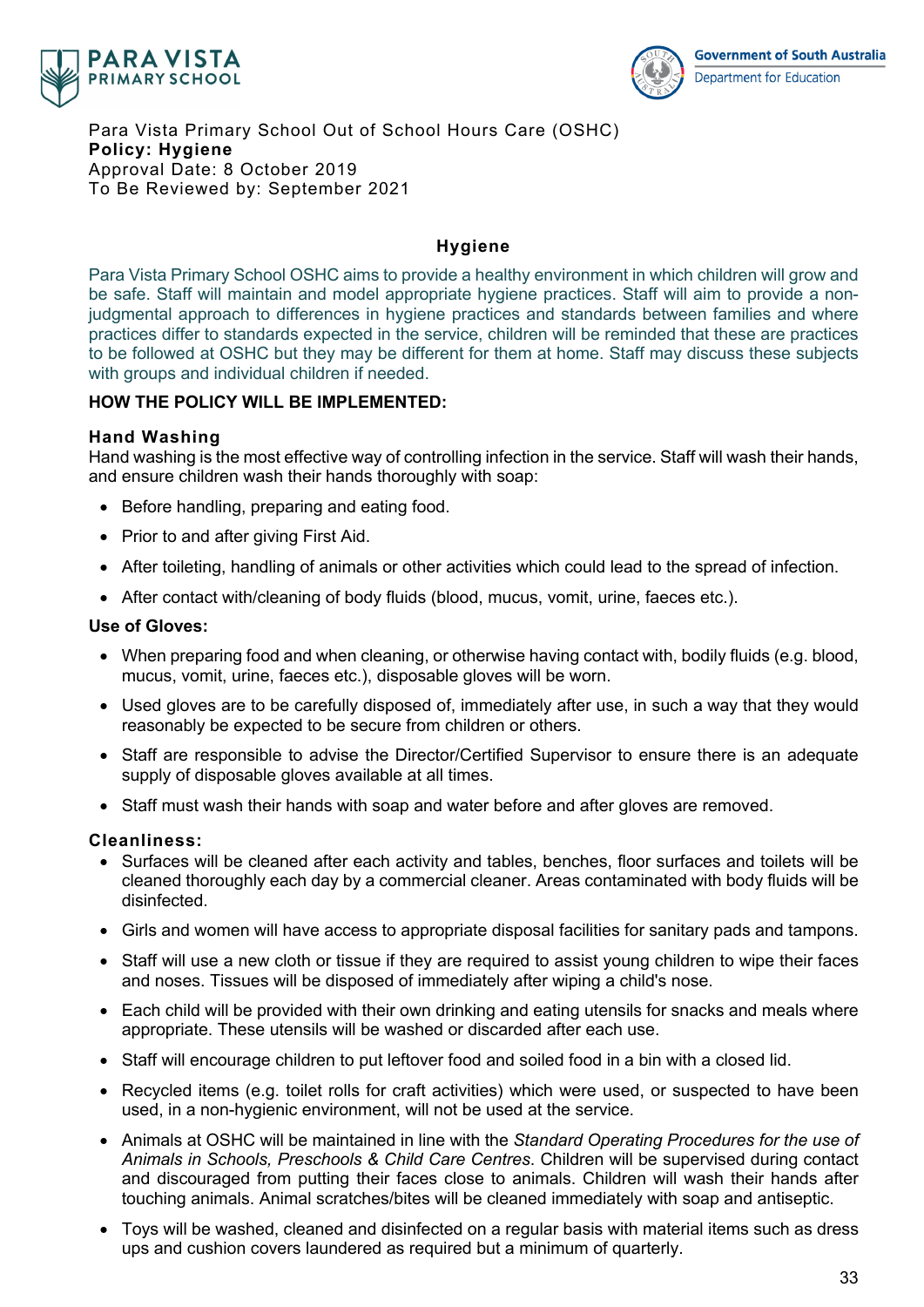Para Vista Primary School Out of School Hours Care (OSHC)
**Policy: Hygiene**
Approval Date: 8 October 2019
To Be Reviewed by: September 2021

## Hygiene

Para Vista Primary School OSHC aims to provide a healthy environment in which children will grow and be safe. Staff will maintain and model appropriate hygiene practices. Staff will aim to provide a non-judgmental approach to differences in hygiene practices and standards between families and where practices differ to standards expected in the service, children will be reminded that these are practices to be followed at OSHC but they may be different for them at home. Staff may discuss these subjects with groups and individual children if needed.

**HOW THE POLICY WILL BE IMPLEMENTED:**

### Hand Washing

Hand washing is the most effective way of controlling infection in the service. Staff will wash their hands, and ensure children wash their hands thoroughly with soap:

- Before handling, preparing and eating food.
- Prior to and after giving First Aid.
- After toileting, handling of animals or other activities which could lead to the spread of infection.
- After contact with/cleaning of body fluids (blood, mucus, vomit, urine, faeces etc.).

### Use of Gloves:

- When preparing food and when cleaning, or otherwise having contact with, bodily fluids (e.g. blood, mucus, vomit, urine, faeces etc.), disposable gloves will be worn.
- Used gloves are to be carefully disposed of, immediately after use, in such a way that they would reasonably be expected to be secure from children or others.
- Staff are responsible to advise the Director/Certified Supervisor to ensure there is an adequate supply of disposable gloves available at all times.
- Staff must wash their hands with soap and water before and after gloves are removed.

### Cleanliness:

- Surfaces will be cleaned after each activity and tables, benches, floor surfaces and toilets will be cleaned thoroughly each day by a commercial cleaner. Areas contaminated with body fluids will be disinfected.
- Girls and women will have access to appropriate disposal facilities for sanitary pads and tampons.
- Staff will use a new cloth or tissue if they are required to assist young children to wipe their faces and noses. Tissues will be disposed of immediately after wiping a child's nose.
- Each child will be provided with their own drinking and eating utensils for snacks and meals where appropriate. These utensils will be washed or discarded after each use.
- Staff will encourage children to put leftover food and soiled food in a bin with a closed lid.
- Recycled items (e.g. toilet rolls for craft activities) which were used, or suspected to have been used, in a non-hygienic environment, will not be used at the service.
- Animals at OSHC will be maintained in line with the *Standard Operating Procedures for the use of Animals in Schools, Preschools & Child Care Centres*. Children will be supervised during contact and discouraged from putting their faces close to animals. Children will wash their hands after touching animals. Animal scratches/bites will be cleaned immediately with soap and antiseptic.
- Toys will be washed, cleaned and disinfected on a regular basis with material items such as dress ups and cushion covers laundered as required but a minimum of quarterly.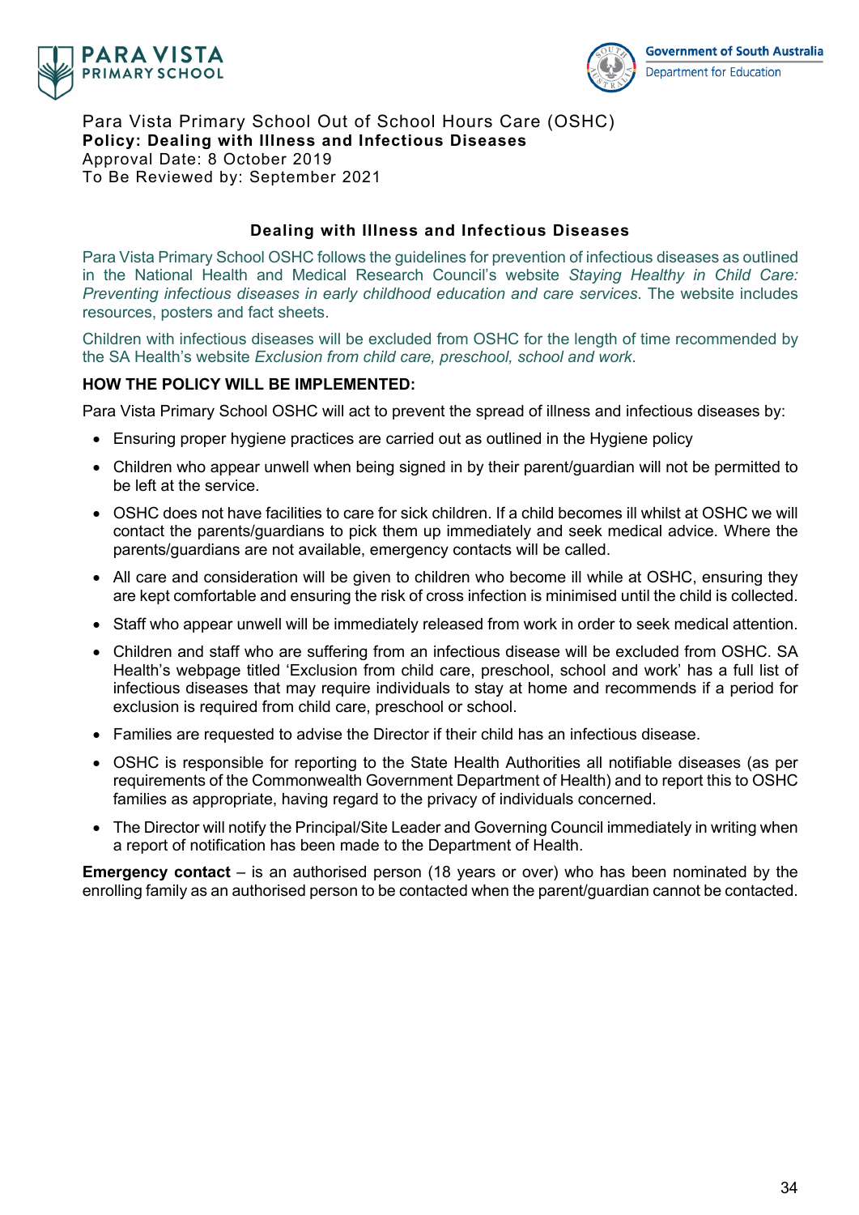Para Vista Primary School Out of School Hours Care (OSHC)
**Policy: Dealing with Illness and Infectious Diseases**
Approval Date: 8 October 2019
To Be Reviewed by: September 2021

## Dealing with Illness and Infectious Diseases

Para Vista Primary School OSHC follows the guidelines for prevention of infectious diseases as outlined in the National Health and Medical Research Council's website *Staying Healthy in Child Care: Preventing infectious diseases in early childhood education and care services*. The website includes resources, posters and fact sheets.

Children with infectious diseases will be excluded from OSHC for the length of time recommended by the SA Health's website *Exclusion from child care, preschool, school and work.*

**HOW THE POLICY WILL BE IMPLEMENTED:**

Para Vista Primary School OSHC will act to prevent the spread of illness and infectious diseases by:

- Ensuring proper hygiene practices are carried out as outlined in the Hygiene policy
- Children who appear unwell when being signed in by their parent/guardian will not be permitted to be left at the service.
- OSHC does not have facilities to care for sick children. If a child becomes ill whilst at OSHC we will contact the parents/guardians to pick them up immediately and seek medical advice. Where the parents/guardians are not available, emergency contacts will be called.
- All care and consideration will be given to children who become ill while at OSHC, ensuring they are kept comfortable and ensuring the risk of cross infection is minimised until the child is collected.
- Staff who appear unwell will be immediately released from work in order to seek medical attention.
- Children and staff who are suffering from an infectious disease will be excluded from OSHC. SA Health's webpage titled 'Exclusion from child care, preschool, school and work' has a full list of infectious diseases that may require individuals to stay at home and recommends if a period for exclusion is required from child care, preschool or school.
- Families are requested to advise the Director if their child has an infectious disease.
- OSHC is responsible for reporting to the State Health Authorities all notifiable diseases (as per requirements of the Commonwealth Government Department of Health) and to report this to OSHC families as appropriate, having regard to the privacy of individuals concerned.
- The Director will notify the Principal/Site Leader and Governing Council immediately in writing when a report of notification has been made to the Department of Health.

**Emergency contact** – is an authorised person (18 years or over) who has been nominated by the enrolling family as an authorised person to be contacted when the parent/guardian cannot be contacted.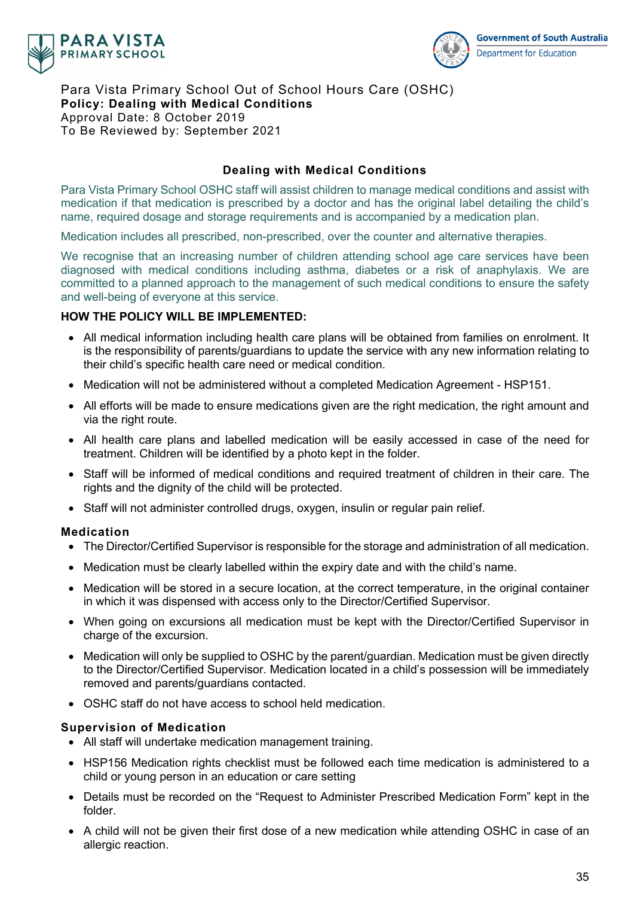Para Vista Primary School Out of School Hours Care (OSHC)
**Policy: Dealing with Medical Conditions**
Approval Date: 8 October 2019
To Be Reviewed by: September 2021

## Dealing with Medical Conditions

Para Vista Primary School OSHC staff will assist children to manage medical conditions and assist with medication if that medication is prescribed by a doctor and has the original label detailing the child's name, required dosage and storage requirements and is accompanied by a medication plan.

Medication includes all prescribed, non-prescribed, over the counter and alternative therapies.

We recognise that an increasing number of children attending school age care services have been diagnosed with medical conditions including asthma, diabetes or a risk of anaphylaxis. We are committed to a planned approach to the management of such medical conditions to ensure the safety and well-being of everyone at this service.

**HOW THE POLICY WILL BE IMPLEMENTED:**

- All medical information including health care plans will be obtained from families on enrolment. It is the responsibility of parents/guardians to update the service with any new information relating to their child's specific health care need or medical condition.
- Medication will not be administered without a completed Medication Agreement - HSP151.
- All efforts will be made to ensure medications given are the right medication, the right amount and via the right route.
- All health care plans and labelled medication will be easily accessed in case of the need for treatment. Children will be identified by a photo kept in the folder.
- Staff will be informed of medical conditions and required treatment of children in their care. The rights and the dignity of the child will be protected.
- Staff will not administer controlled drugs, oxygen, insulin or regular pain relief.

### Medication

- The Director/Certified Supervisor is responsible for the storage and administration of all medication.
- Medication must be clearly labelled within the expiry date and with the child's name.
- Medication will be stored in a secure location, at the correct temperature, in the original container in which it was dispensed with access only to the Director/Certified Supervisor.
- When going on excursions all medication must be kept with the Director/Certified Supervisor in charge of the excursion.
- Medication will only be supplied to OSHC by the parent/guardian. Medication must be given directly to the Director/Certified Supervisor. Medication located in a child's possession will be immediately removed and parents/guardians contacted.
- OSHC staff do not have access to school held medication.

### Supervision of Medication

- All staff will undertake medication management training.
- HSP156 Medication rights checklist must be followed each time medication is administered to a child or young person in an education or care setting
- Details must be recorded on the "Request to Administer Prescribed Medication Form" kept in the folder.
- A child will not be given their first dose of a new medication while attending OSHC in case of an allergic reaction.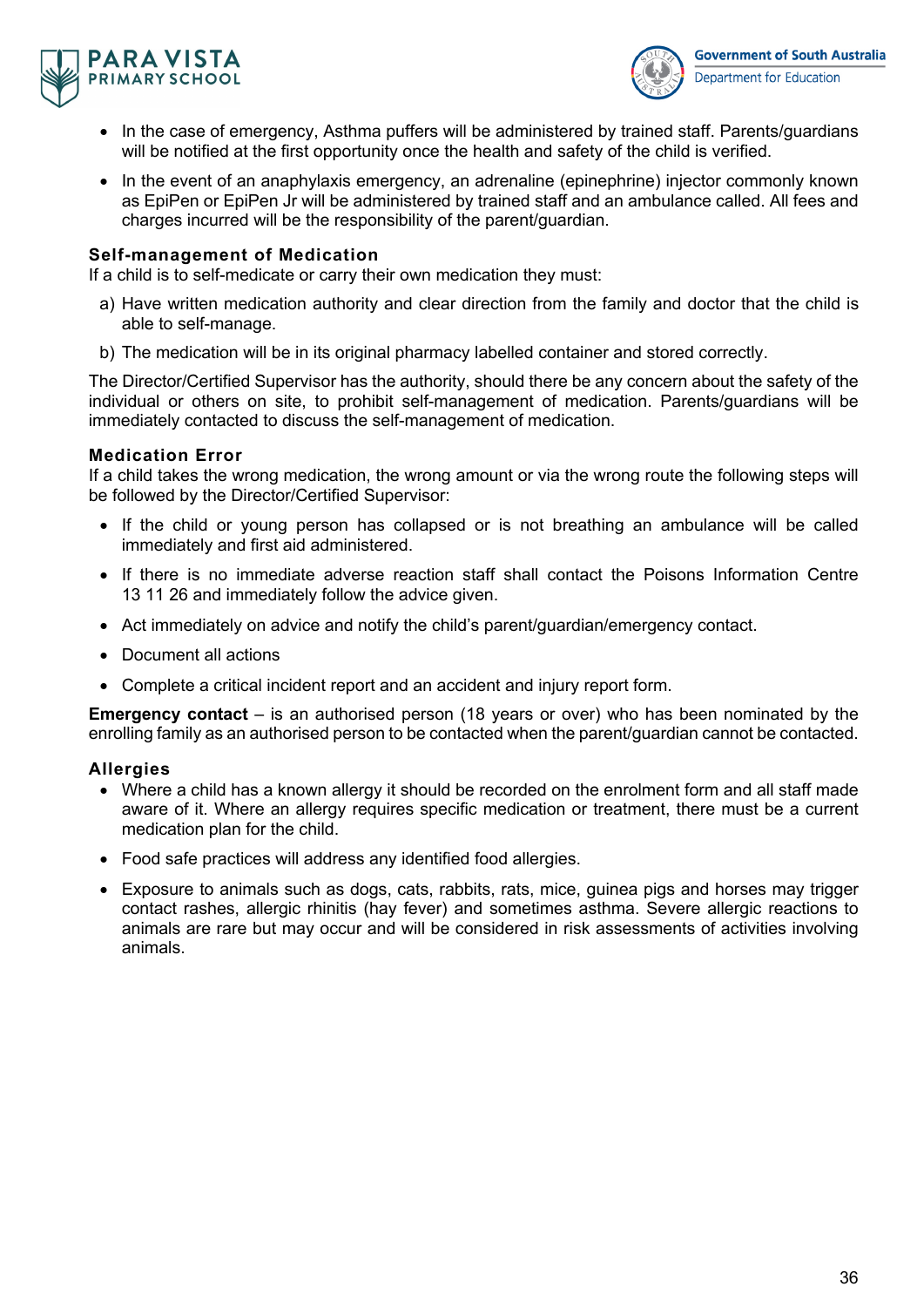- In the case of emergency, Asthma puffers will be administered by trained staff. Parents/guardians will be notified at the first opportunity once the health and safety of the child is verified.
- In the event of an anaphylaxis emergency, an adrenaline (epinephrine) injector commonly known as EpiPen or EpiPen Jr will be administered by trained staff and an ambulance called. All fees and charges incurred will be the responsibility of the parent/guardian.

### Self-management of Medication

If a child is to self-medicate or carry their own medication they must:

a) Have written medication authority and clear direction from the family and doctor that the child is able to self-manage.

b) The medication will be in its original pharmacy labelled container and stored correctly.

The Director/Certified Supervisor has the authority, should there be any concern about the safety of the individual or others on site, to prohibit self-management of medication. Parents/guardians will be immediately contacted to discuss the self-management of medication.

### Medication Error

If a child takes the wrong medication, the wrong amount or via the wrong route the following steps will be followed by the Director/Certified Supervisor:

- If the child or young person has collapsed or is not breathing an ambulance will be called immediately and first aid administered.
- If there is no immediate adverse reaction staff shall contact the Poisons Information Centre 13 11 26 and immediately follow the advice given.
- Act immediately on advice and notify the child's parent/guardian/emergency contact.
- Document all actions
- Complete a critical incident report and an accident and injury report form.

**Emergency contact** – is an authorised person (18 years or over) who has been nominated by the enrolling family as an authorised person to be contacted when the parent/guardian cannot be contacted.

### Allergies

- Where a child has a known allergy it should be recorded on the enrolment form and all staff made aware of it. Where an allergy requires specific medication or treatment, there must be a current medication plan for the child.
- Food safe practices will address any identified food allergies.
- Exposure to animals such as dogs, cats, rabbits, rats, mice, guinea pigs and horses may trigger contact rashes, allergic rhinitis (hay fever) and sometimes asthma. Severe allergic reactions to animals are rare but may occur and will be considered in risk assessments of activities involving animals.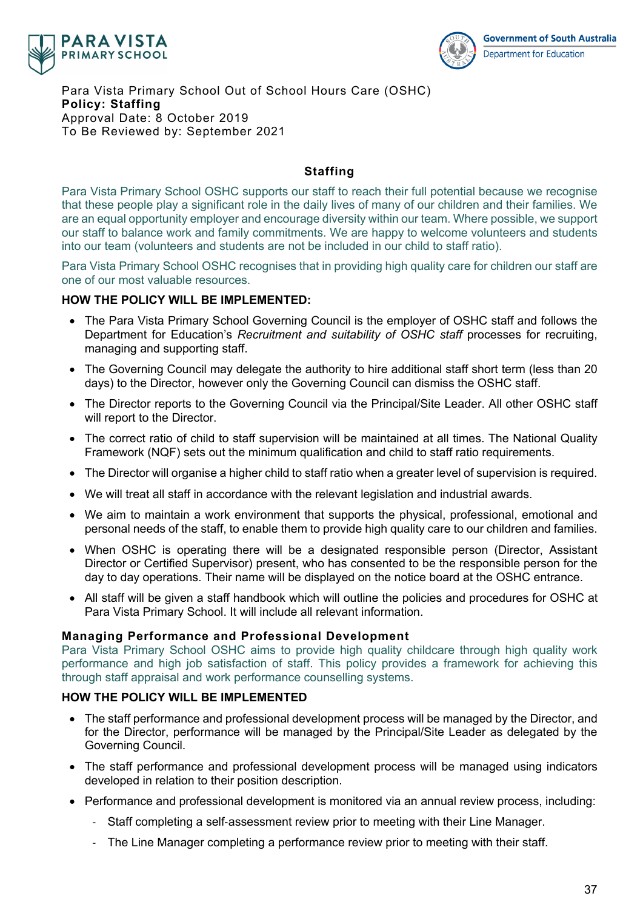Para Vista Primary School Out of School Hours Care (OSHC)
**Policy: Staffing**
Approval Date: 8 October 2019
To Be Reviewed by: September 2021

## Staffing

Para Vista Primary School OSHC supports our staff to reach their full potential because we recognise that these people play a significant role in the daily lives of many of our children and their families. We are an equal opportunity employer and encourage diversity within our team. Where possible, we support our staff to balance work and family commitments. We are happy to welcome volunteers and students into our team (volunteers and students are not be included in our child to staff ratio).

Para Vista Primary School OSHC recognises that in providing high quality care for children our staff are one of our most valuable resources.

**HOW THE POLICY WILL BE IMPLEMENTED:**

- The Para Vista Primary School Governing Council is the employer of OSHC staff and follows the Department for Education's *Recruitment and suitability of OSHC staff* processes for recruiting, managing and supporting staff.
- The Governing Council may delegate the authority to hire additional staff short term (less than 20 days) to the Director, however only the Governing Council can dismiss the OSHC staff.
- The Director reports to the Governing Council via the Principal/Site Leader. All other OSHC staff will report to the Director.
- The correct ratio of child to staff supervision will be maintained at all times. The National Quality Framework (NQF) sets out the minimum qualification and child to staff ratio requirements.
- The Director will organise a higher child to staff ratio when a greater level of supervision is required.
- We will treat all staff in accordance with the relevant legislation and industrial awards.
- We aim to maintain a work environment that supports the physical, professional, emotional and personal needs of the staff, to enable them to provide high quality care to our children and families.
- When OSHC is operating there will be a designated responsible person (Director, Assistant Director or Certified Supervisor) present, who has consented to be the responsible person for the day to day operations. Their name will be displayed on the notice board at the OSHC entrance.
- All staff will be given a staff handbook which will outline the policies and procedures for OSHC at Para Vista Primary School. It will include all relevant information.

### Managing Performance and Professional Development

Para Vista Primary School OSHC aims to provide high quality childcare through high quality work performance and high job satisfaction of staff. This policy provides a framework for achieving this through staff appraisal and work performance counselling systems.

**HOW THE POLICY WILL BE IMPLEMENTED**

- The staff performance and professional development process will be managed by the Director, and for the Director, performance will be managed by the Principal/Site Leader as delegated by the Governing Council.
- The staff performance and professional development process will be managed using indicators developed in relation to their position description.
- Performance and professional development is monitored via an annual review process, including:
  - Staff completing a self-assessment review prior to meeting with their Line Manager.
  - The Line Manager completing a performance review prior to meeting with their staff.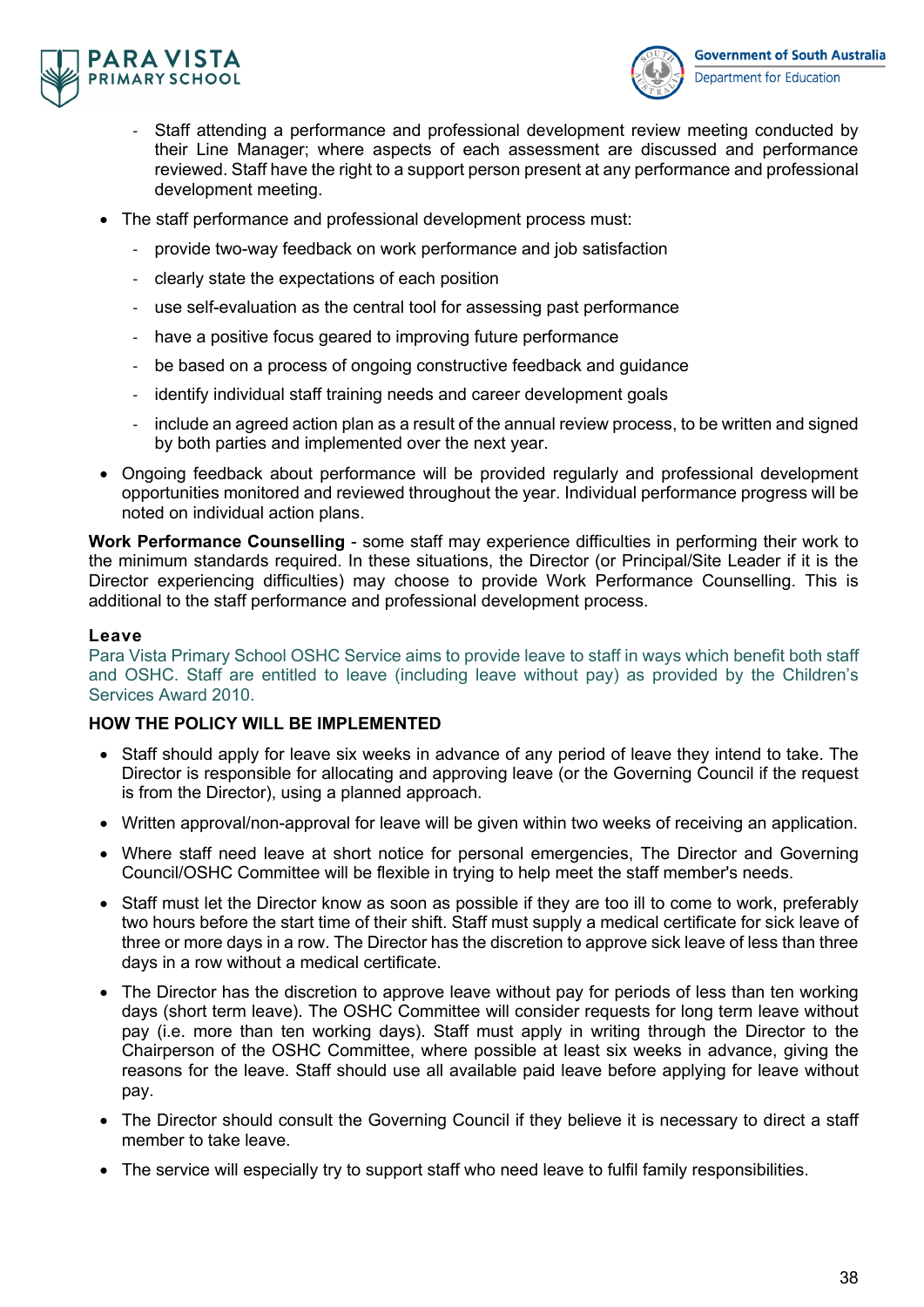- Staff attending a performance and professional development review meeting conducted by their Line Manager; where aspects of each assessment are discussed and performance reviewed. Staff have the right to a support person present at any performance and professional development meeting.
- The staff performance and professional development process must:
  - provide two-way feedback on work performance and job satisfaction
  - clearly state the expectations of each position
  - use self-evaluation as the central tool for assessing past performance
  - have a positive focus geared to improving future performance
  - be based on a process of ongoing constructive feedback and guidance
  - identify individual staff training needs and career development goals
  - include an agreed action plan as a result of the annual review process, to be written and signed by both parties and implemented over the next year.
- Ongoing feedback about performance will be provided regularly and professional development opportunities monitored and reviewed throughout the year. Individual performance progress will be noted on individual action plans.

**Work Performance Counselling** - some staff may experience difficulties in performing their work to the minimum standards required. In these situations, the Director (or Principal/Site Leader if it is the Director experiencing difficulties) may choose to provide Work Performance Counselling. This is additional to the staff performance and professional development process.

**Leave**

Para Vista Primary School OSHC Service aims to provide leave to staff in ways which benefit both staff and OSHC. Staff are entitled to leave (including leave without pay) as provided by the Children's Services Award 2010.

**HOW THE POLICY WILL BE IMPLEMENTED**

- Staff should apply for leave six weeks in advance of any period of leave they intend to take. The Director is responsible for allocating and approving leave (or the Governing Council if the request is from the Director), using a planned approach.
- Written approval/non-approval for leave will be given within two weeks of receiving an application.
- Where staff need leave at short notice for personal emergencies, The Director and Governing Council/OSHC Committee will be flexible in trying to help meet the staff member's needs.
- Staff must let the Director know as soon as possible if they are too ill to come to work, preferably two hours before the start time of their shift. Staff must supply a medical certificate for sick leave of three or more days in a row. The Director has the discretion to approve sick leave of less than three days in a row without a medical certificate.
- The Director has the discretion to approve leave without pay for periods of less than ten working days (short term leave). The OSHC Committee will consider requests for long term leave without pay (i.e. more than ten working days). Staff must apply in writing through the Director to the Chairperson of the OSHC Committee, where possible at least six weeks in advance, giving the reasons for the leave. Staff should use all available paid leave before applying for leave without pay.
- The Director should consult the Governing Council if they believe it is necessary to direct a staff member to take leave.
- The service will especially try to support staff who need leave to fulfil family responsibilities.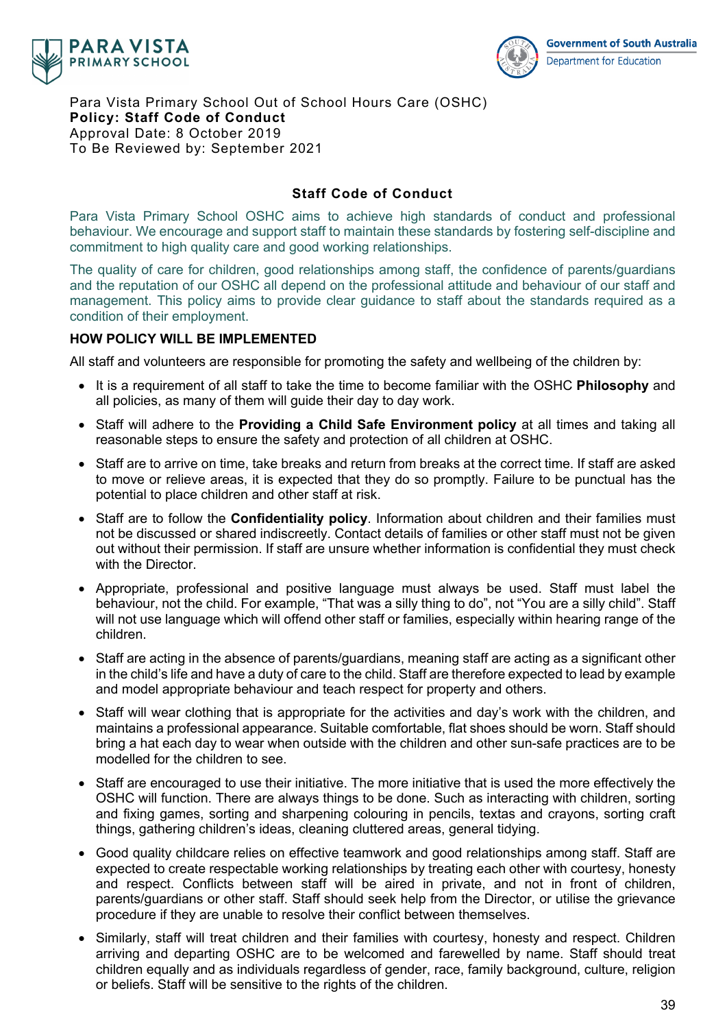Para Vista Primary School Out of School Hours Care (OSHC)
**Policy: Staff Code of Conduct**
Approval Date: 8 October 2019
To Be Reviewed by: September 2021

## Staff Code of Conduct

Para Vista Primary School OSHC aims to achieve high standards of conduct and professional behaviour. We encourage and support staff to maintain these standards by fostering self-discipline and commitment to high quality care and good working relationships.

The quality of care for children, good relationships among staff, the confidence of parents/guardians and the reputation of our OSHC all depend on the professional attitude and behaviour of our staff and management. This policy aims to provide clear guidance to staff about the standards required as a condition of their employment.

### HOW POLICY WILL BE IMPLEMENTED

All staff and volunteers are responsible for promoting the safety and wellbeing of the children by:

- It is a requirement of all staff to take the time to become familiar with the OSHC **Philosophy** and all policies, as many of them will guide their day to day work.
- Staff will adhere to the **Providing a Child Safe Environment policy** at all times and taking all reasonable steps to ensure the safety and protection of all children at OSHC.
- Staff are to arrive on time, take breaks and return from breaks at the correct time. If staff are asked to move or relieve areas, it is expected that they do so promptly. Failure to be punctual has the potential to place children and other staff at risk.
- Staff are to follow the **Confidentiality policy**. Information about children and their families must not be discussed or shared indiscreetly. Contact details of families or other staff must not be given out without their permission. If staff are unsure whether information is confidential they must check with the Director.
- Appropriate, professional and positive language must always be used. Staff must label the behaviour, not the child. For example, “That was a silly thing to do”, not “You are a silly child”. Staff will not use language which will offend other staff or families, especially within hearing range of the children.
- Staff are acting in the absence of parents/guardians, meaning staff are acting as a significant other in the child’s life and have a duty of care to the child. Staff are therefore expected to lead by example and model appropriate behaviour and teach respect for property and others.
- Staff will wear clothing that is appropriate for the activities and day’s work with the children, and maintains a professional appearance. Suitable comfortable, flat shoes should be worn. Staff should bring a hat each day to wear when outside with the children and other sun-safe practices are to be modelled for the children to see.
- Staff are encouraged to use their initiative. The more initiative that is used the more effectively the OSHC will function. There are always things to be done. Such as interacting with children, sorting and fixing games, sorting and sharpening colouring in pencils, textas and crayons, sorting craft things, gathering children’s ideas, cleaning cluttered areas, general tidying.
- Good quality childcare relies on effective teamwork and good relationships among staff. Staff are expected to create respectable working relationships by treating each other with courtesy, honesty and respect. Conflicts between staff will be aired in private, and not in front of children, parents/guardians or other staff. Staff should seek help from the Director, or utilise the grievance procedure if they are unable to resolve their conflict between themselves.
- Similarly, staff will treat children and their families with courtesy, honesty and respect. Children arriving and departing OSHC are to be welcomed and farewelled by name. Staff should treat children equally and as individuals regardless of gender, race, family background, culture, religion or beliefs. Staff will be sensitive to the rights of the children.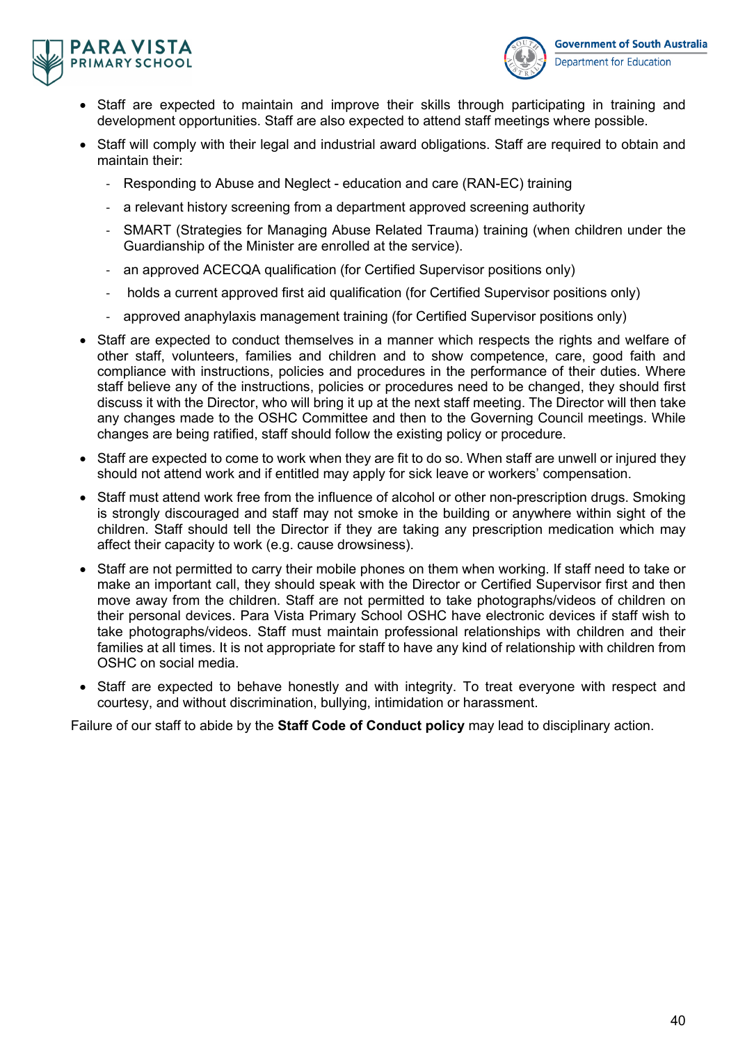- Staff are expected to maintain and improve their skills through participating in training and development opportunities. Staff are also expected to attend staff meetings where possible.
- Staff will comply with their legal and industrial award obligations. Staff are required to obtain and maintain their:
  - Responding to Abuse and Neglect - education and care (RAN-EC) training
  - a relevant history screening from a department approved screening authority
  - SMART (Strategies for Managing Abuse Related Trauma) training (when children under the Guardianship of the Minister are enrolled at the service).
  - an approved ACECQA qualification (for Certified Supervisor positions only)
  - holds a current approved first aid qualification (for Certified Supervisor positions only)
  - approved anaphylaxis management training (for Certified Supervisor positions only)
- Staff are expected to conduct themselves in a manner which respects the rights and welfare of other staff, volunteers, families and children and to show competence, care, good faith and compliance with instructions, policies and procedures in the performance of their duties. Where staff believe any of the instructions, policies or procedures need to be changed, they should first discuss it with the Director, who will bring it up at the next staff meeting. The Director will then take any changes made to the OSHC Committee and then to the Governing Council meetings. While changes are being ratified, staff should follow the existing policy or procedure.
- Staff are expected to come to work when they are fit to do so. When staff are unwell or injured they should not attend work and if entitled may apply for sick leave or workers' compensation.
- Staff must attend work free from the influence of alcohol or other non-prescription drugs. Smoking is strongly discouraged and staff may not smoke in the building or anywhere within sight of the children. Staff should tell the Director if they are taking any prescription medication which may affect their capacity to work (e.g. cause drowsiness).
- Staff are not permitted to carry their mobile phones on them when working. If staff need to take or make an important call, they should speak with the Director or Certified Supervisor first and then move away from the children. Staff are not permitted to take photographs/videos of children on their personal devices. Para Vista Primary School OSHC have electronic devices if staff wish to take photographs/videos. Staff must maintain professional relationships with children and their families at all times. It is not appropriate for staff to have any kind of relationship with children from OSHC on social media.
- Staff are expected to behave honestly and with integrity. To treat everyone with respect and courtesy, and without discrimination, bullying, intimidation or harassment.

Failure of our staff to abide by the **Staff Code of Conduct policy** may lead to disciplinary action.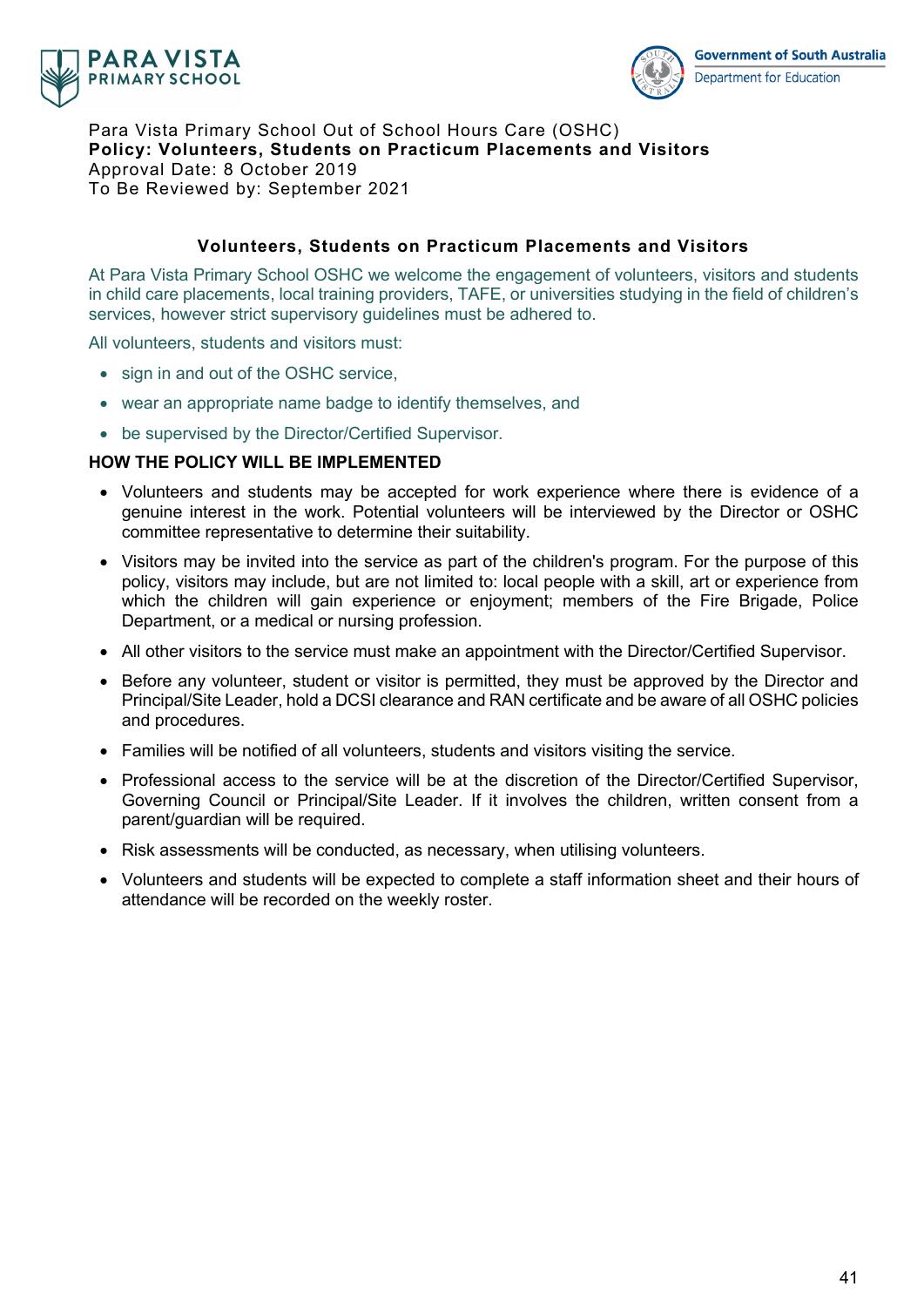Para Vista Primary School Out of School Hours Care (OSHC)
**Policy: Volunteers, Students on Practicum Placements and Visitors**
Approval Date: 8 October 2019
To Be Reviewed by: September 2021

## Volunteers, Students on Practicum Placements and Visitors

At Para Vista Primary School OSHC we welcome the engagement of volunteers, visitors and students in child care placements, local training providers, TAFE, or universities studying in the field of children's services, however strict supervisory guidelines must be adhered to.

All volunteers, students and visitors must:

- sign in and out of the OSHC service,
- wear an appropriate name badge to identify themselves, and
- be supervised by the Director/Certified Supervisor.

**HOW THE POLICY WILL BE IMPLEMENTED**

- Volunteers and students may be accepted for work experience where there is evidence of a genuine interest in the work. Potential volunteers will be interviewed by the Director or OSHC committee representative to determine their suitability.
- Visitors may be invited into the service as part of the children's program. For the purpose of this policy, visitors may include, but are not limited to: local people with a skill, art or experience from which the children will gain experience or enjoyment; members of the Fire Brigade, Police Department, or a medical or nursing profession.
- All other visitors to the service must make an appointment with the Director/Certified Supervisor.
- Before any volunteer, student or visitor is permitted, they must be approved by the Director and Principal/Site Leader, hold a DCSI clearance and RAN certificate and be aware of all OSHC policies and procedures.
- Families will be notified of all volunteers, students and visitors visiting the service.
- Professional access to the service will be at the discretion of the Director/Certified Supervisor, Governing Council or Principal/Site Leader. If it involves the children, written consent from a parent/guardian will be required.
- Risk assessments will be conducted, as necessary, when utilising volunteers.
- Volunteers and students will be expected to complete a staff information sheet and their hours of attendance will be recorded on the weekly roster.